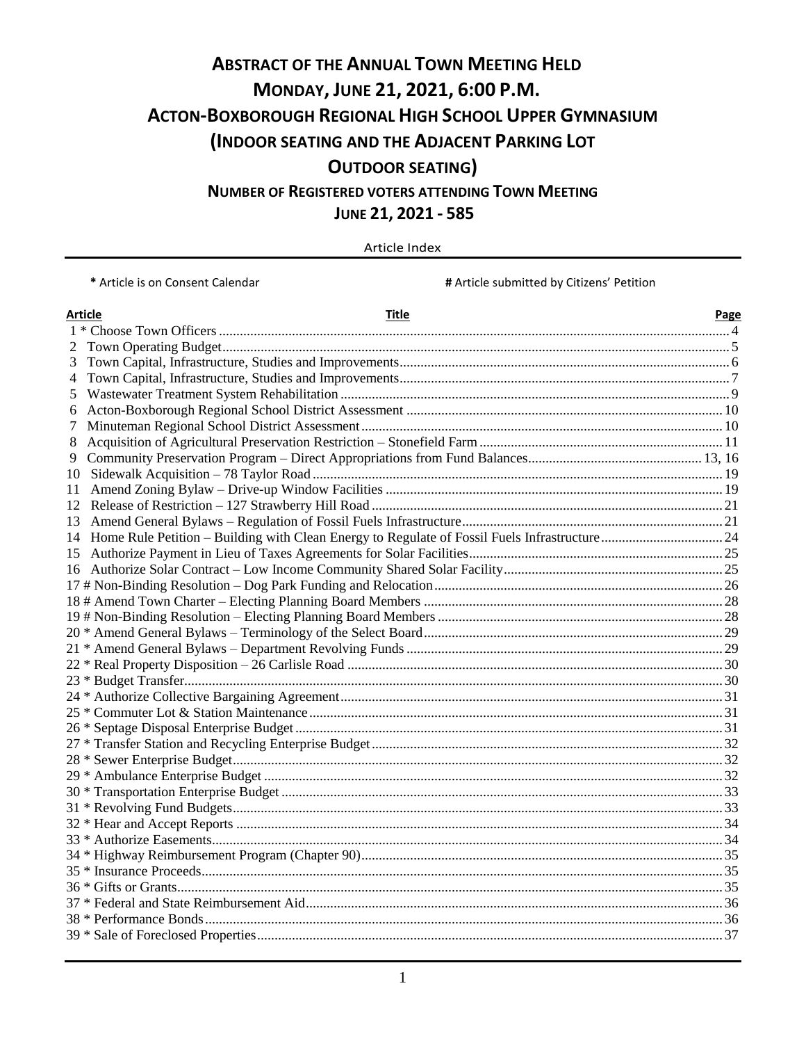# ABSTRACT OF THE ANNUAL TOWN MEETING HELD
# MONDAY, JUNE 21, 2021, 6:00 P.M.
# ACTON-BOXBOROUGH REGIONAL HIGH SCHOOL UPPER GYMNASIUM
# (INDOOR SEATING AND THE ADJACENT PARKING LOT OUTDOOR SEATING)

## NUMBER OF REGISTERED VOTERS ATTENDING TOWN MEETING JUNE 21, 2021 - 585

Article Index

**\*** Article is on Consent Calendar **#** Article submitted by Citizens' Petition

| Article | Title | Page |
|---|---|---|
| 1 * | Choose Town Officers | 4 |
| 2 | Town Operating Budget | 5 |
| 3 | Town Capital, Infrastructure, Studies and Improvements | 6 |
| 4 | Town Capital, Infrastructure, Studies and Improvements | 7 |
| 5 | Wastewater Treatment System Rehabilitation | 9 |
| 6 | Acton-Boxborough Regional School District Assessment | 10 |
| 7 | Minuteman Regional School District Assessment | 10 |
| 8 | Acquisition of Agricultural Preservation Restriction – Stonefield Farm | 11 |
| 9 | Community Preservation Program – Direct Appropriations from Fund Balances | 13, 16 |
| 10 | Sidewalk Acquisition – 78 Taylor Road | 19 |
| 11 | Amend Zoning Bylaw – Drive-up Window Facilities | 19 |
| 12 | Release of Restriction – 127 Strawberry Hill Road | 21 |
| 13 | Amend General Bylaws – Regulation of Fossil Fuels Infrastructure | 21 |
| 14 | Home Rule Petition – Building with Clean Energy to Regulate of Fossil Fuels Infrastructure | 24 |
| 15 | Authorize Payment in Lieu of Taxes Agreements for Solar Facilities | 25 |
| 16 | Authorize Solar Contract – Low Income Community Shared Solar Facility | 25 |
| 17 # | Non-Binding Resolution – Dog Park Funding and Relocation | 26 |
| 18 # | Amend Town Charter – Electing Planning Board Members | 28 |
| 19 # | Non-Binding Resolution – Electing Planning Board Members | 28 |
| 20 * | Amend General Bylaws – Terminology of the Select Board | 29 |
| 21 * | Amend General Bylaws – Department Revolving Funds | 29 |
| 22 * | Real Property Disposition – 26 Carlisle Road | 30 |
| 23 * | Budget Transfer | 30 |
| 24 * | Authorize Collective Bargaining Agreement | 31 |
| 25 * | Commuter Lot & Station Maintenance | 31 |
| 26 * | Septage Disposal Enterprise Budget | 31 |
| 27 * | Transfer Station and Recycling Enterprise Budget | 32 |
| 28 * | Sewer Enterprise Budget | 32 |
| 29 * | Ambulance Enterprise Budget | 32 |
| 30 * | Transportation Enterprise Budget | 33 |
| 31 * | Revolving Fund Budgets | 33 |
| 32 * | Hear and Accept Reports | 34 |
| 33 * | Authorize Easements | 34 |
| 34 * | Highway Reimbursement Program (Chapter 90) | 35 |
| 35 * | Insurance Proceeds | 35 |
| 36 * | Gifts or Grants | 35 |
| 37 * | Federal and State Reimbursement Aid | 36 |
| 38 * | Performance Bonds | 36 |
| 39 * | Sale of Foreclosed Properties | 37 |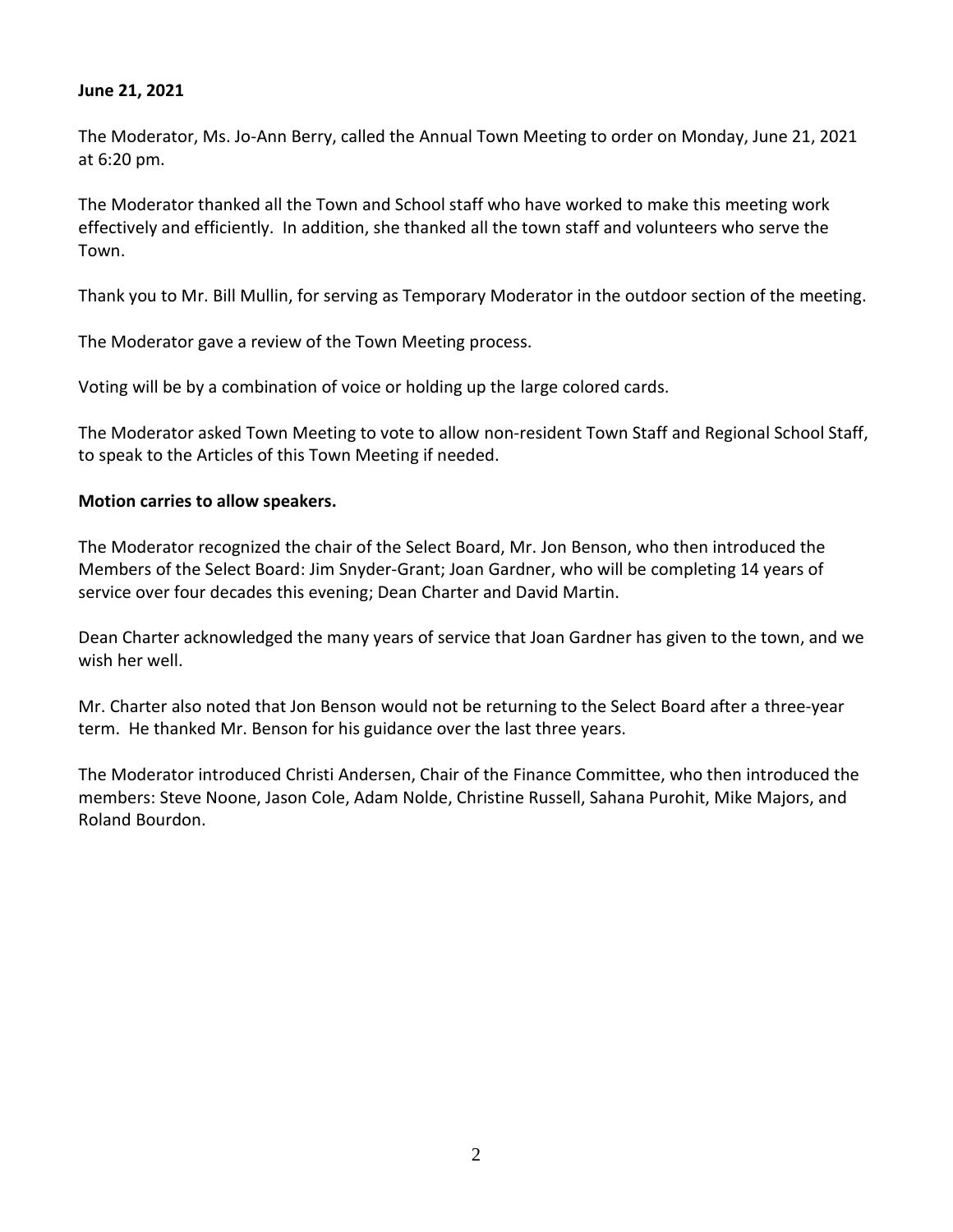**June 21, 2021**

The Moderator, Ms. Jo-Ann Berry, called the Annual Town Meeting to order on Monday, June 21, 2021 at 6:20 pm.

The Moderator thanked all the Town and School staff who have worked to make this meeting work effectively and efficiently. In addition, she thanked all the town staff and volunteers who serve the Town.

Thank you to Mr. Bill Mullin, for serving as Temporary Moderator in the outdoor section of the meeting.

The Moderator gave a review of the Town Meeting process.

Voting will be by a combination of voice or holding up the large colored cards.

The Moderator asked Town Meeting to vote to allow non-resident Town Staff and Regional School Staff, to speak to the Articles of this Town Meeting if needed.

**Motion carries to allow speakers.**

The Moderator recognized the chair of the Select Board, Mr. Jon Benson, who then introduced the Members of the Select Board: Jim Snyder-Grant; Joan Gardner, who will be completing 14 years of service over four decades this evening; Dean Charter and David Martin.

Dean Charter acknowledged the many years of service that Joan Gardner has given to the town, and we wish her well.

Mr. Charter also noted that Jon Benson would not be returning to the Select Board after a three-year term. He thanked Mr. Benson for his guidance over the last three years.

The Moderator introduced Christi Andersen, Chair of the Finance Committee, who then introduced the members: Steve Noone, Jason Cole, Adam Nolde, Christine Russell, Sahana Purohit, Mike Majors, and Roland Bourdon.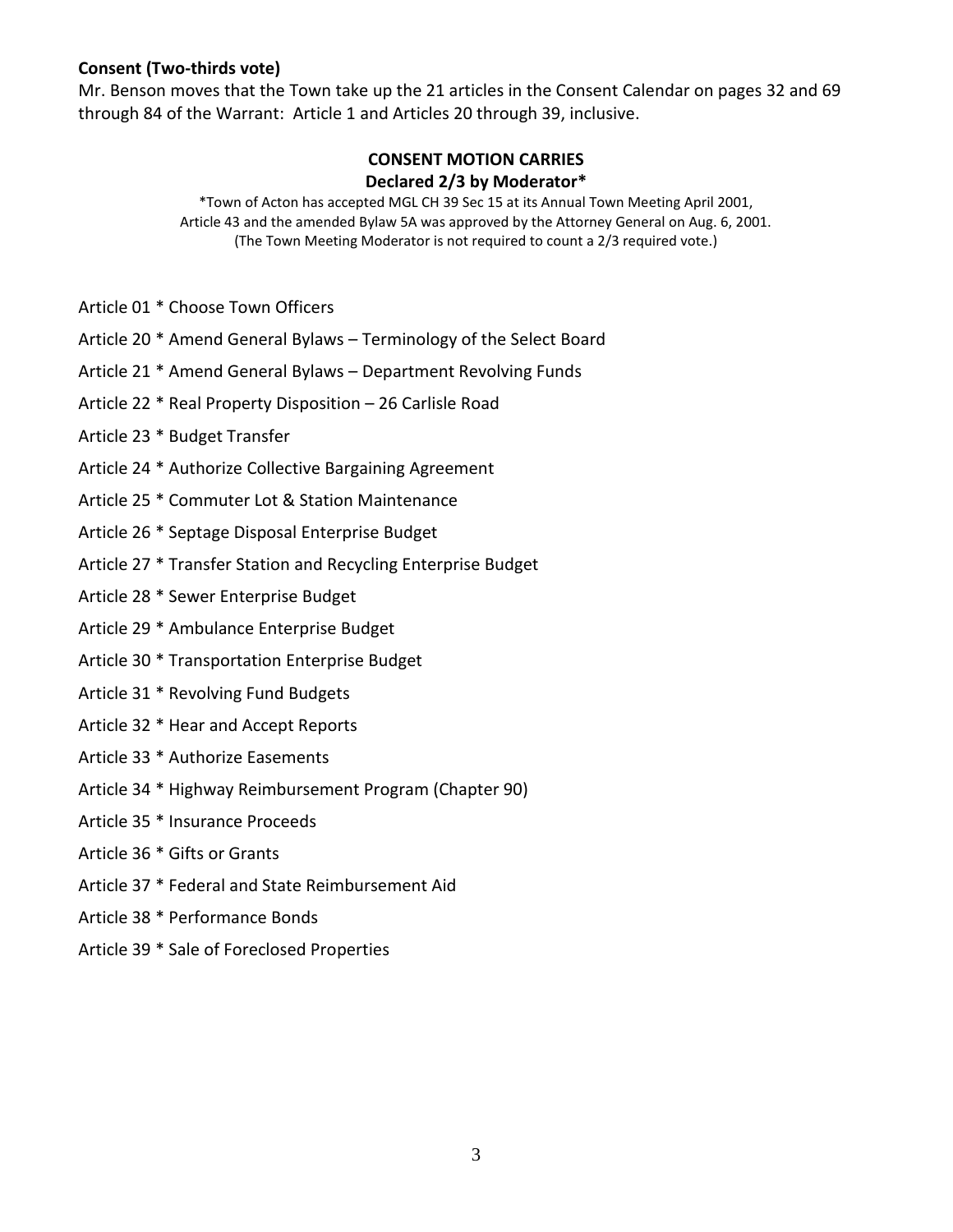**Consent (Two-thirds vote)**

Mr. Benson moves that the Town take up the 21 articles in the Consent Calendar on pages 32 and 69 through 84 of the Warrant: Article 1 and Articles 20 through 39, inclusive.

**CONSENT MOTION CARRIES**

**Declared 2/3 by Moderator***

*Town of Acton has accepted MGL CH 39 Sec 15 at its Annual Town Meeting April 2001, Article 43 and the amended Bylaw 5A was approved by the Attorney General on Aug. 6, 2001. (The Town Meeting Moderator is not required to count a 2/3 required vote.)

Article 01 * Choose Town Officers

Article 20 * Amend General Bylaws – Terminology of the Select Board

Article 21 * Amend General Bylaws – Department Revolving Funds

Article 22 * Real Property Disposition – 26 Carlisle Road

Article 23 * Budget Transfer

Article 24 * Authorize Collective Bargaining Agreement

Article 25 * Commuter Lot & Station Maintenance

Article 26 * Septage Disposal Enterprise Budget

Article 27 * Transfer Station and Recycling Enterprise Budget

Article 28 * Sewer Enterprise Budget

Article 29 * Ambulance Enterprise Budget

Article 30 * Transportation Enterprise Budget

Article 31 * Revolving Fund Budgets

Article 32 * Hear and Accept Reports

Article 33 * Authorize Easements

Article 34 * Highway Reimbursement Program (Chapter 90)

Article 35 * Insurance Proceeds

Article 36 * Gifts or Grants

Article 37 * Federal and State Reimbursement Aid

Article 38 * Performance Bonds

Article 39 * Sale of Foreclosed Properties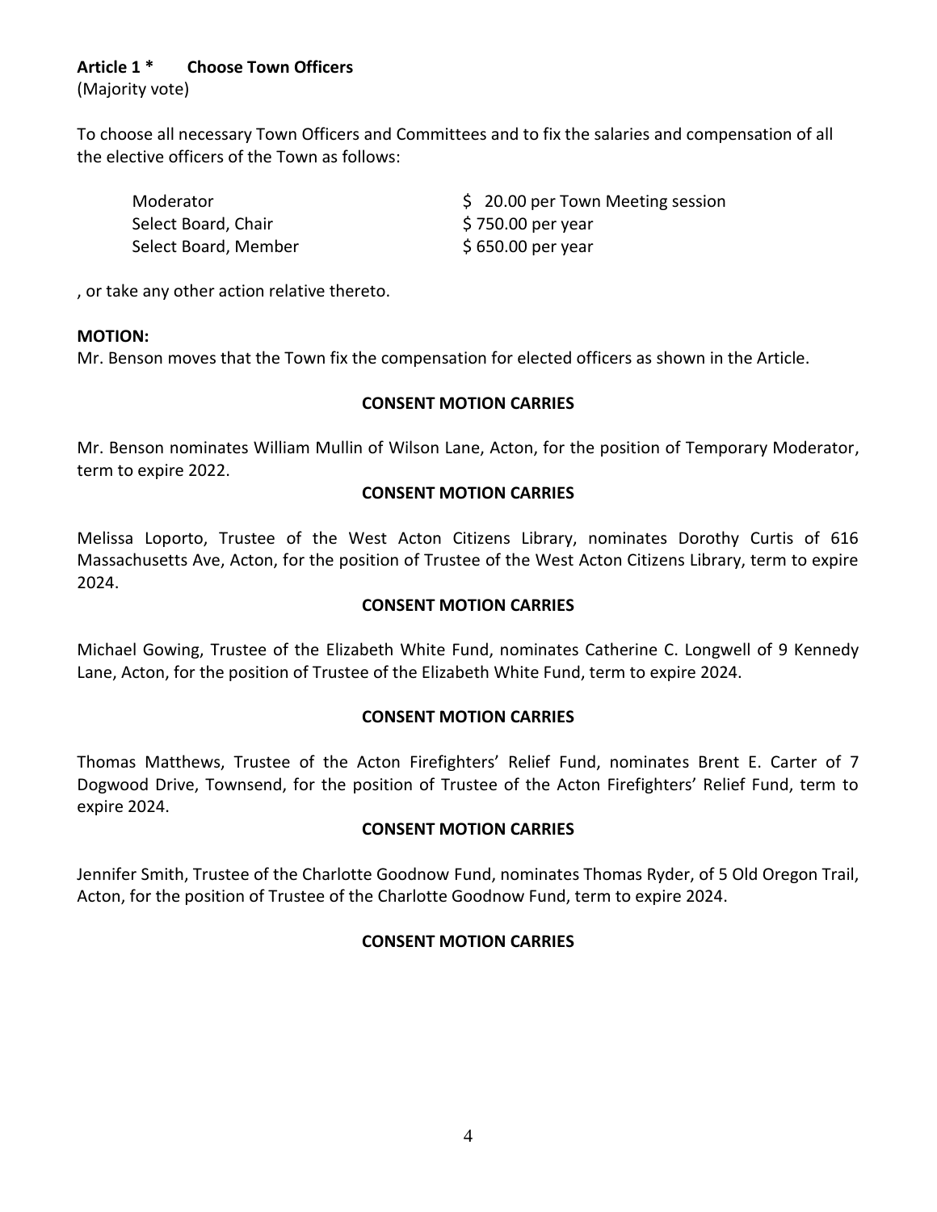**Article 1 * Choose Town Officers**
(Majority vote)

To choose all necessary Town Officers and Committees and to fix the salaries and compensation of all the elective officers of the Town as follows:

| | |
|---|---|
| Moderator | $ 20.00 per Town Meeting session |
| Select Board, Chair | $ 750.00 per year |
| Select Board, Member | $ 650.00 per year |

, or take any other action relative thereto.

**MOTION:**
Mr. Benson moves that the Town fix the compensation for elected officers as shown in the Article.

**CONSENT MOTION CARRIES**

Mr. Benson nominates William Mullin of Wilson Lane, Acton, for the position of Temporary Moderator, term to expire 2022.

**CONSENT MOTION CARRIES**

Melissa Loporto, Trustee of the West Acton Citizens Library, nominates Dorothy Curtis of 616 Massachusetts Ave, Acton, for the position of Trustee of the West Acton Citizens Library, term to expire 2024.

**CONSENT MOTION CARRIES**

Michael Gowing, Trustee of the Elizabeth White Fund, nominates Catherine C. Longwell of 9 Kennedy Lane, Acton, for the position of Trustee of the Elizabeth White Fund, term to expire 2024.

**CONSENT MOTION CARRIES**

Thomas Matthews, Trustee of the Acton Firefighters' Relief Fund, nominates Brent E. Carter of 7 Dogwood Drive, Townsend, for the position of Trustee of the Acton Firefighters' Relief Fund, term to expire 2024.

**CONSENT MOTION CARRIES**

Jennifer Smith, Trustee of the Charlotte Goodnow Fund, nominates Thomas Ryder, of 5 Old Oregon Trail, Acton, for the position of Trustee of the Charlotte Goodnow Fund, term to expire 2024.

**CONSENT MOTION CARRIES**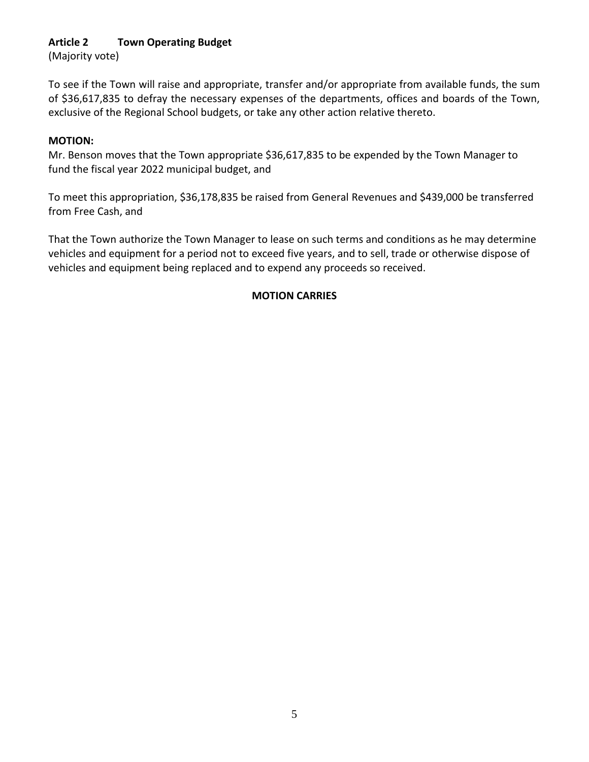**Article 2 Town Operating Budget**

(Majority vote)

To see if the Town will raise and appropriate, transfer and/or appropriate from available funds, the sum of $36,617,835 to defray the necessary expenses of the departments, offices and boards of the Town, exclusive of the Regional School budgets, or take any other action relative thereto.

**MOTION:**

Mr. Benson moves that the Town appropriate $36,617,835 to be expended by the Town Manager to fund the fiscal year 2022 municipal budget, and

To meet this appropriation, $36,178,835 be raised from General Revenues and $439,000 be transferred from Free Cash, and

That the Town authorize the Town Manager to lease on such terms and conditions as he may determine vehicles and equipment for a period not to exceed five years, and to sell, trade or otherwise dispose of vehicles and equipment being replaced and to expend any proceeds so received.

**MOTION CARRIES**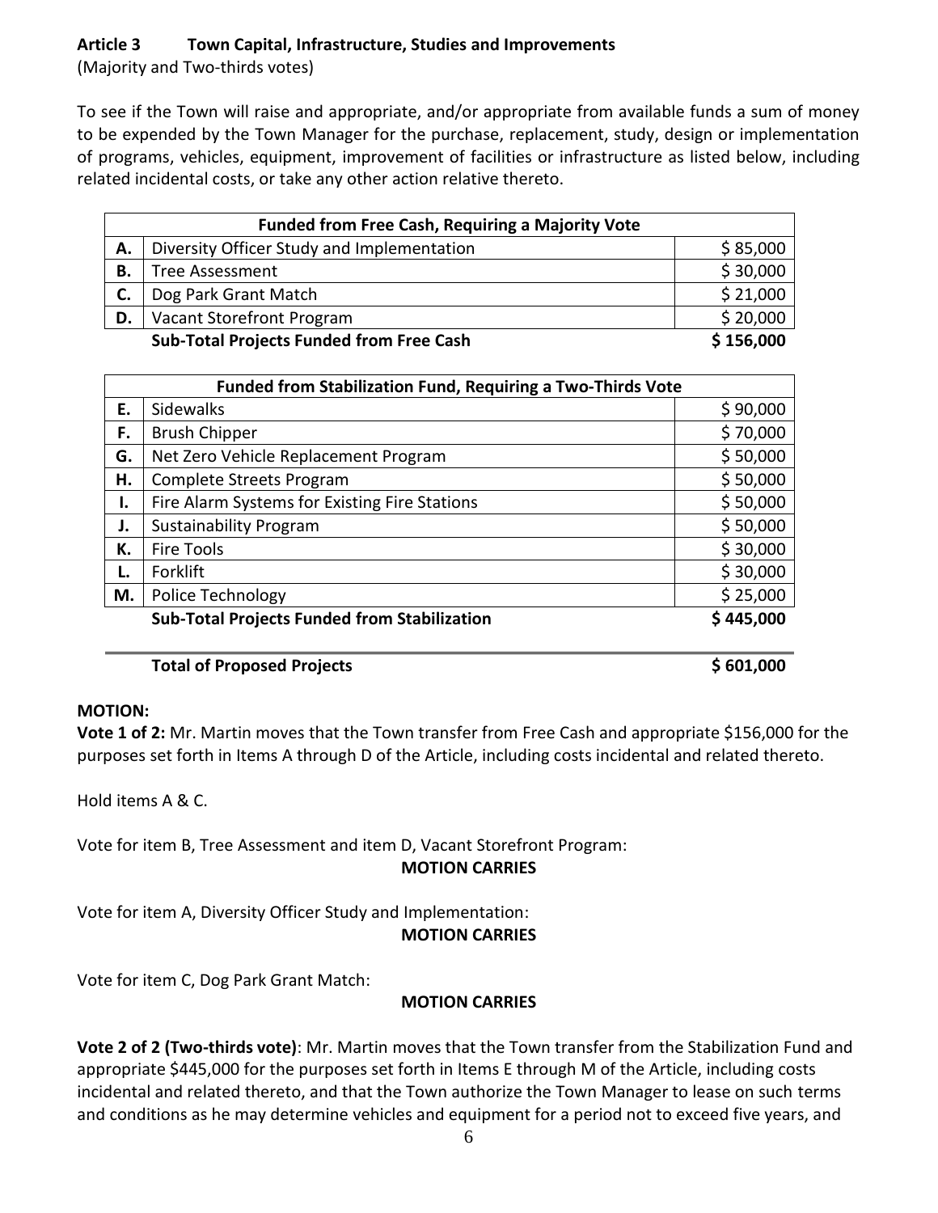**Article 3 Town Capital, Infrastructure, Studies and Improvements**
(Majority and Two-thirds votes)

To see if the Town will raise and appropriate, and/or appropriate from available funds a sum of money to be expended by the Town Manager for the purchase, replacement, study, design or implementation of programs, vehicles, equipment, improvement of facilities or infrastructure as listed below, including related incidental costs, or take any other action relative thereto.

| **Funded from Free Cash, Requiring a Majority Vote** | | |
|---|---|---|
| **A.** | Diversity Officer Study and Implementation | $ 85,000 |
| **B.** | Tree Assessment | $ 30,000 |
| **C.** | Dog Park Grant Match | $ 21,000 |
| **D.** | Vacant Storefront Program | $ 20,000 |
| | **Sub-Total Projects Funded from Free Cash** | **$ 156,000** |

| **Funded from Stabilization Fund, Requiring a Two-Thirds Vote** | | |
|---|---|---|
| **E.** | Sidewalks | $ 90,000 |
| **F.** | Brush Chipper | $ 70,000 |
| **G.** | Net Zero Vehicle Replacement Program | $ 50,000 |
| **H.** | Complete Streets Program | $ 50,000 |
| **I.** | Fire Alarm Systems for Existing Fire Stations | $ 50,000 |
| **J.** | Sustainability Program | $ 50,000 |
| **K.** | Fire Tools | $ 30,000 |
| **L.** | Forklift | $ 30,000 |
| **M.** | Police Technology | $ 25,000 |
| | **Sub-Total Projects Funded from Stabilization** | **$ 445,000** |

**Total of Proposed Projects** **$ 601,000**

**MOTION:**
**Vote 1 of 2:** Mr. Martin moves that the Town transfer from Free Cash and appropriate $156,000 for the purposes set forth in Items A through D of the Article, including costs incidental and related thereto.

Hold items A & C.

Vote for item B, Tree Assessment and item D, Vacant Storefront Program:
**MOTION CARRIES**

Vote for item A, Diversity Officer Study and Implementation:
**MOTION CARRIES**

Vote for item C, Dog Park Grant Match:
**MOTION CARRIES**

**Vote 2 of 2 (Two-thirds vote)**: Mr. Martin moves that the Town transfer from the Stabilization Fund and appropriate $445,000 for the purposes set forth in Items E through M of the Article, including costs incidental and related thereto, and that the Town authorize the Town Manager to lease on such terms and conditions as he may determine vehicles and equipment for a period not to exceed five years, and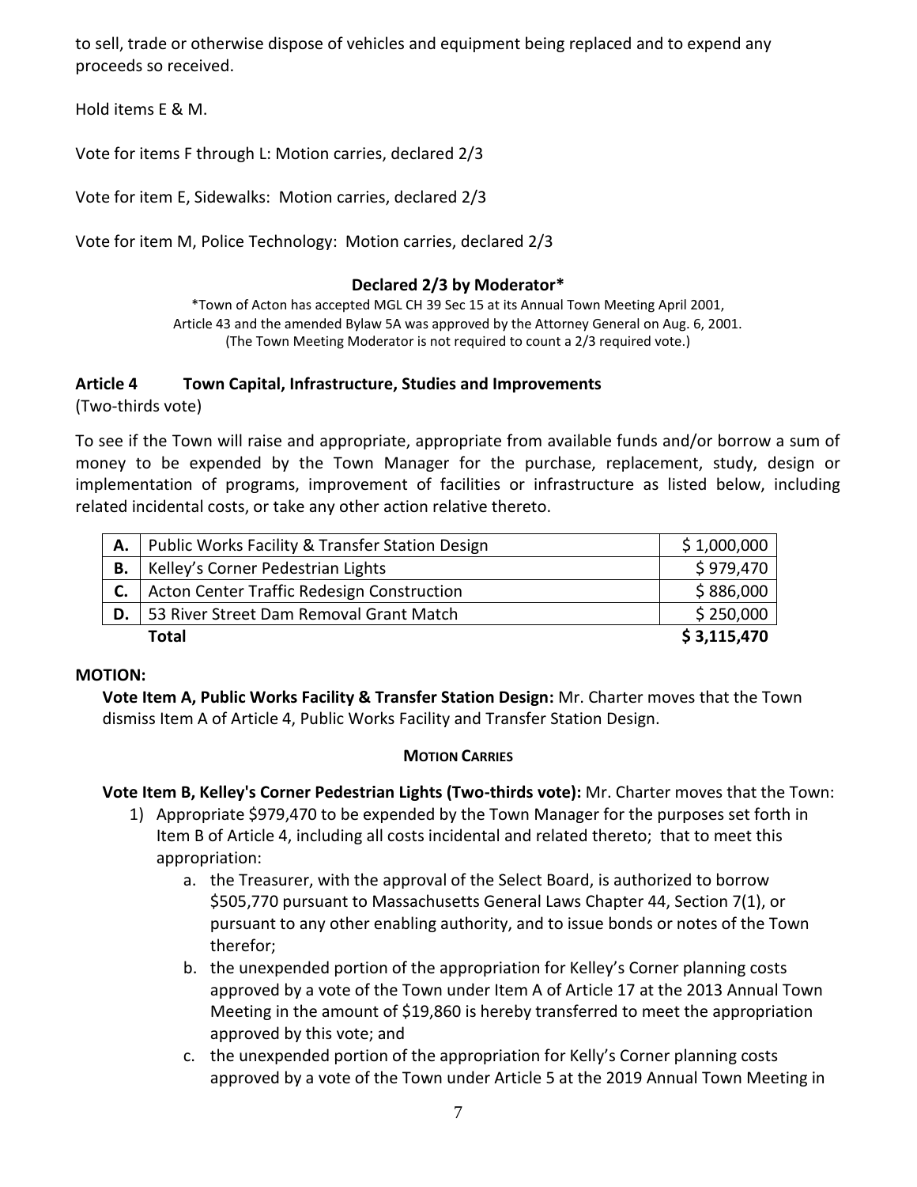to sell, trade or otherwise dispose of vehicles and equipment being replaced and to expend any proceeds so received.

Hold items E & M.

Vote for items F through L: Motion carries, declared 2/3

Vote for item E, Sidewalks: Motion carries, declared 2/3

Vote for item M, Police Technology: Motion carries, declared 2/3

**Declared 2/3 by Moderator***

*Town of Acton has accepted MGL CH 39 Sec 15 at its Annual Town Meeting April 2001, Article 43 and the amended Bylaw 5A was approved by the Attorney General on Aug. 6, 2001. (The Town Meeting Moderator is not required to count a 2/3 required vote.)

### Article 4 Town Capital, Infrastructure, Studies and Improvements

(Two-thirds vote)

To see if the Town will raise and appropriate, appropriate from available funds and/or borrow a sum of money to be expended by the Town Manager for the purchase, replacement, study, design or implementation of programs, improvement of facilities or infrastructure as listed below, including related incidental costs, or take any other action relative thereto.

| | | |
|---|---|---|
| **A.** | Public Works Facility & Transfer Station Design | $ 1,000,000 |
| **B.** | Kelley's Corner Pedestrian Lights | $ 979,470 |
| **C.** | Acton Center Traffic Redesign Construction | $ 886,000 |
| **D.** | 53 River Street Dam Removal Grant Match | $ 250,000 |
| | **Total** | **$ 3,115,470** |

**MOTION:**

**Vote Item A, Public Works Facility & Transfer Station Design:** Mr. Charter moves that the Town dismiss Item A of Article 4, Public Works Facility and Transfer Station Design.

**MOTION CARRIES**

**Vote Item B, Kelley's Corner Pedestrian Lights (Two-thirds vote):** Mr. Charter moves that the Town:

1) Appropriate $979,470 to be expended by the Town Manager for the purposes set forth in Item B of Article 4, including all costs incidental and related thereto; that to meet this appropriation:
   a. the Treasurer, with the approval of the Select Board, is authorized to borrow $505,770 pursuant to Massachusetts General Laws Chapter 44, Section 7(1), or pursuant to any other enabling authority, and to issue bonds or notes of the Town therefor;
   b. the unexpended portion of the appropriation for Kelley's Corner planning costs approved by a vote of the Town under Item A of Article 17 at the 2013 Annual Town Meeting in the amount of $19,860 is hereby transferred to meet the appropriation approved by this vote; and
   c. the unexpended portion of the appropriation for Kelly's Corner planning costs approved by a vote of the Town under Article 5 at the 2019 Annual Town Meeting in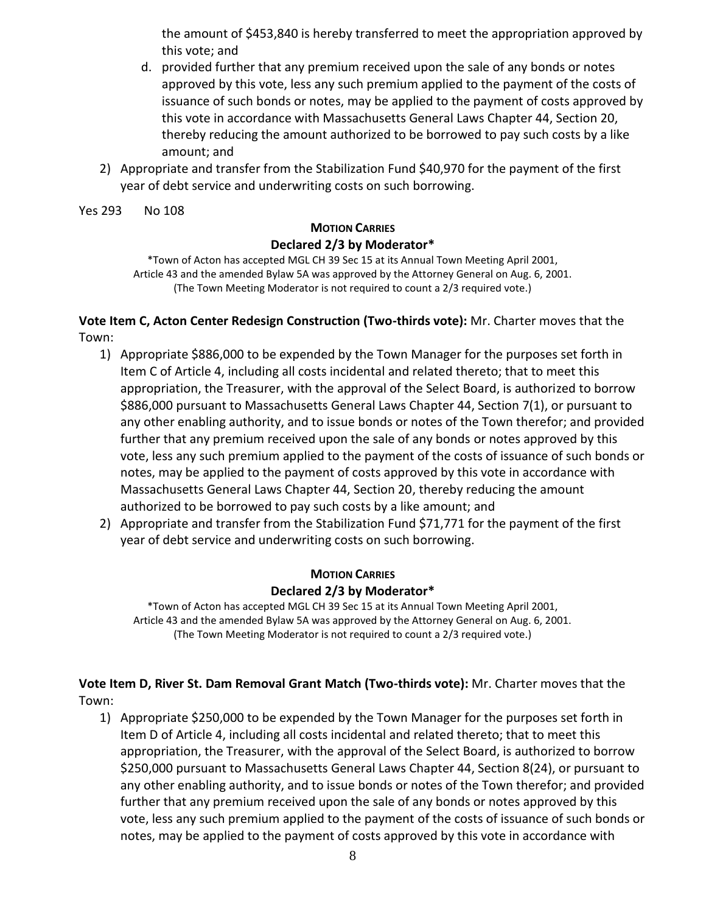the amount of $453,840 is hereby transferred to meet the appropriation approved by this vote; and

d. provided further that any premium received upon the sale of any bonds or notes approved by this vote, less any such premium applied to the payment of the costs of issuance of such bonds or notes, may be applied to the payment of costs approved by this vote in accordance with Massachusetts General Laws Chapter 44, Section 20, thereby reducing the amount authorized to be borrowed to pay such costs by a like amount; and

2) Appropriate and transfer from the Stabilization Fund $40,970 for the payment of the first year of debt service and underwriting costs on such borrowing.

Yes 293 No 108

**MOTION CARRIES**

**Declared 2/3 by Moderator***

*Town of Acton has accepted MGL CH 39 Sec 15 at its Annual Town Meeting April 2001, Article 43 and the amended Bylaw 5A was approved by the Attorney General on Aug. 6, 2001. (The Town Meeting Moderator is not required to count a 2/3 required vote.)

**Vote Item C, Acton Center Redesign Construction (Two-thirds vote):** Mr. Charter moves that the Town:

1) Appropriate $886,000 to be expended by the Town Manager for the purposes set forth in Item C of Article 4, including all costs incidental and related thereto; that to meet this appropriation, the Treasurer, with the approval of the Select Board, is authorized to borrow $886,000 pursuant to Massachusetts General Laws Chapter 44, Section 7(1), or pursuant to any other enabling authority, and to issue bonds or notes of the Town therefor; and provided further that any premium received upon the sale of any bonds or notes approved by this vote, less any such premium applied to the payment of the costs of issuance of such bonds or notes, may be applied to the payment of costs approved by this vote in accordance with Massachusetts General Laws Chapter 44, Section 20, thereby reducing the amount authorized to be borrowed to pay such costs by a like amount; and
2) Appropriate and transfer from the Stabilization Fund $71,771 for the payment of the first year of debt service and underwriting costs on such borrowing.

**MOTION CARRIES**

**Declared 2/3 by Moderator***

*Town of Acton has accepted MGL CH 39 Sec 15 at its Annual Town Meeting April 2001, Article 43 and the amended Bylaw 5A was approved by the Attorney General on Aug. 6, 2001. (The Town Meeting Moderator is not required to count a 2/3 required vote.)

**Vote Item D, River St. Dam Removal Grant Match (Two-thirds vote):** Mr. Charter moves that the Town:

1) Appropriate $250,000 to be expended by the Town Manager for the purposes set forth in Item D of Article 4, including all costs incidental and related thereto; that to meet this appropriation, the Treasurer, with the approval of the Select Board, is authorized to borrow $250,000 pursuant to Massachusetts General Laws Chapter 44, Section 8(24), or pursuant to any other enabling authority, and to issue bonds or notes of the Town therefor; and provided further that any premium received upon the sale of any bonds or notes approved by this vote, less any such premium applied to the payment of the costs of issuance of such bonds or notes, may be applied to the payment of costs approved by this vote in accordance with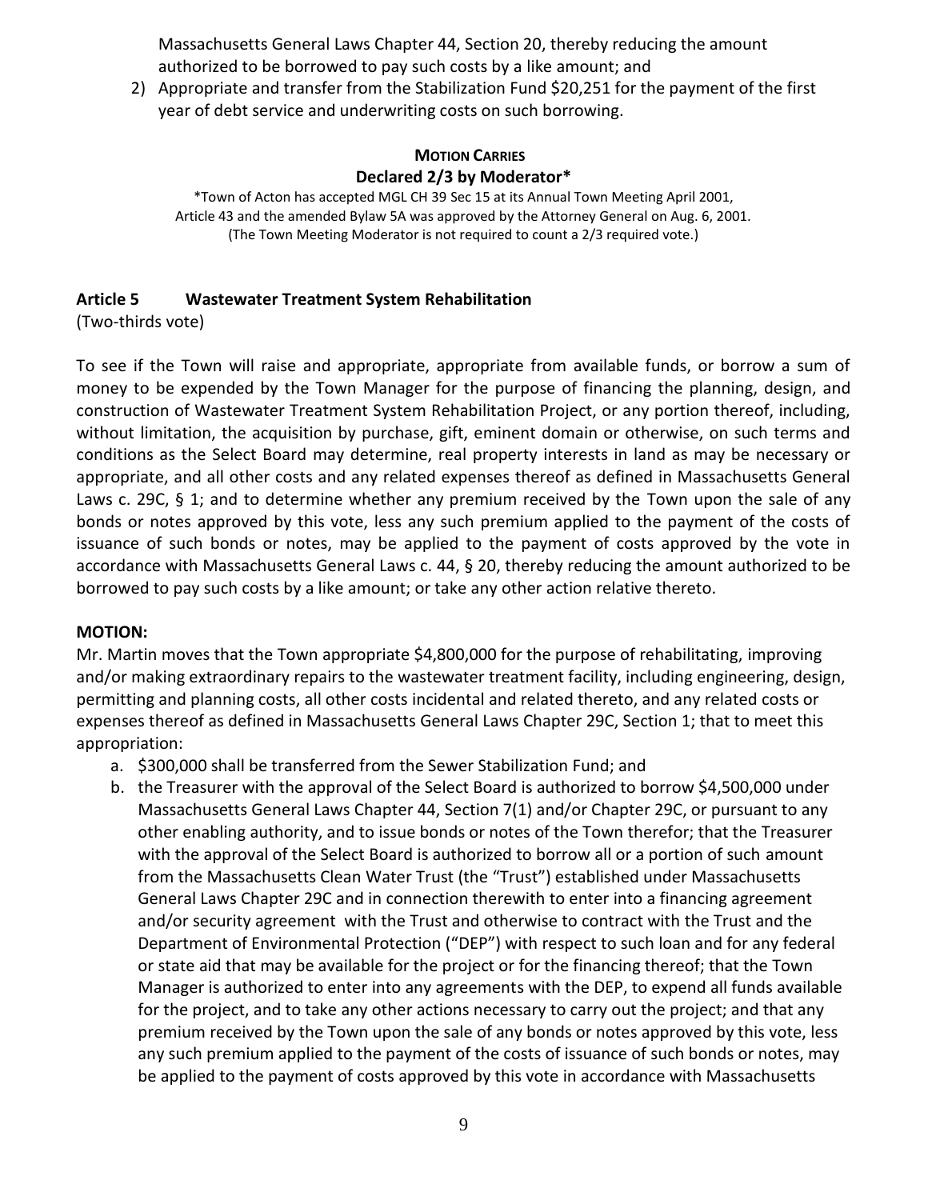Massachusetts General Laws Chapter 44, Section 20, thereby reducing the amount authorized to be borrowed to pay such costs by a like amount; and

2) Appropriate and transfer from the Stabilization Fund $20,251 for the payment of the first year of debt service and underwriting costs on such borrowing.

**MOTION CARRIES**

**Declared 2/3 by Moderator***

*Town of Acton has accepted MGL CH 39 Sec 15 at its Annual Town Meeting April 2001, Article 43 and the amended Bylaw 5A was approved by the Attorney General on Aug. 6, 2001. (The Town Meeting Moderator is not required to count a 2/3 required vote.)

**Article 5 Wastewater Treatment System Rehabilitation**

(Two-thirds vote)

To see if the Town will raise and appropriate, appropriate from available funds, or borrow a sum of money to be expended by the Town Manager for the purpose of financing the planning, design, and construction of Wastewater Treatment System Rehabilitation Project, or any portion thereof, including, without limitation, the acquisition by purchase, gift, eminent domain or otherwise, on such terms and conditions as the Select Board may determine, real property interests in land as may be necessary or appropriate, and all other costs and any related expenses thereof as defined in Massachusetts General Laws c. 29C, § 1; and to determine whether any premium received by the Town upon the sale of any bonds or notes approved by this vote, less any such premium applied to the payment of the costs of issuance of such bonds or notes, may be applied to the payment of costs approved by the vote in accordance with Massachusetts General Laws c. 44, § 20, thereby reducing the amount authorized to be borrowed to pay such costs by a like amount; or take any other action relative thereto.

**MOTION:**

Mr. Martin moves that the Town appropriate $4,800,000 for the purpose of rehabilitating, improving and/or making extraordinary repairs to the wastewater treatment facility, including engineering, design, permitting and planning costs, all other costs incidental and related thereto, and any related costs or expenses thereof as defined in Massachusetts General Laws Chapter 29C, Section 1; that to meet this appropriation:

a. $300,000 shall be transferred from the Sewer Stabilization Fund; and
b. the Treasurer with the approval of the Select Board is authorized to borrow $4,500,000 under Massachusetts General Laws Chapter 44, Section 7(1) and/or Chapter 29C, or pursuant to any other enabling authority, and to issue bonds or notes of the Town therefor; that the Treasurer with the approval of the Select Board is authorized to borrow all or a portion of such amount from the Massachusetts Clean Water Trust (the "Trust") established under Massachusetts General Laws Chapter 29C and in connection therewith to enter into a financing agreement and/or security agreement with the Trust and otherwise to contract with the Trust and the Department of Environmental Protection ("DEP") with respect to such loan and for any federal or state aid that may be available for the project or for the financing thereof; that the Town Manager is authorized to enter into any agreements with the DEP, to expend all funds available for the project, and to take any other actions necessary to carry out the project; and that any premium received by the Town upon the sale of any bonds or notes approved by this vote, less any such premium applied to the payment of the costs of issuance of such bonds or notes, may be applied to the payment of costs approved by this vote in accordance with Massachusetts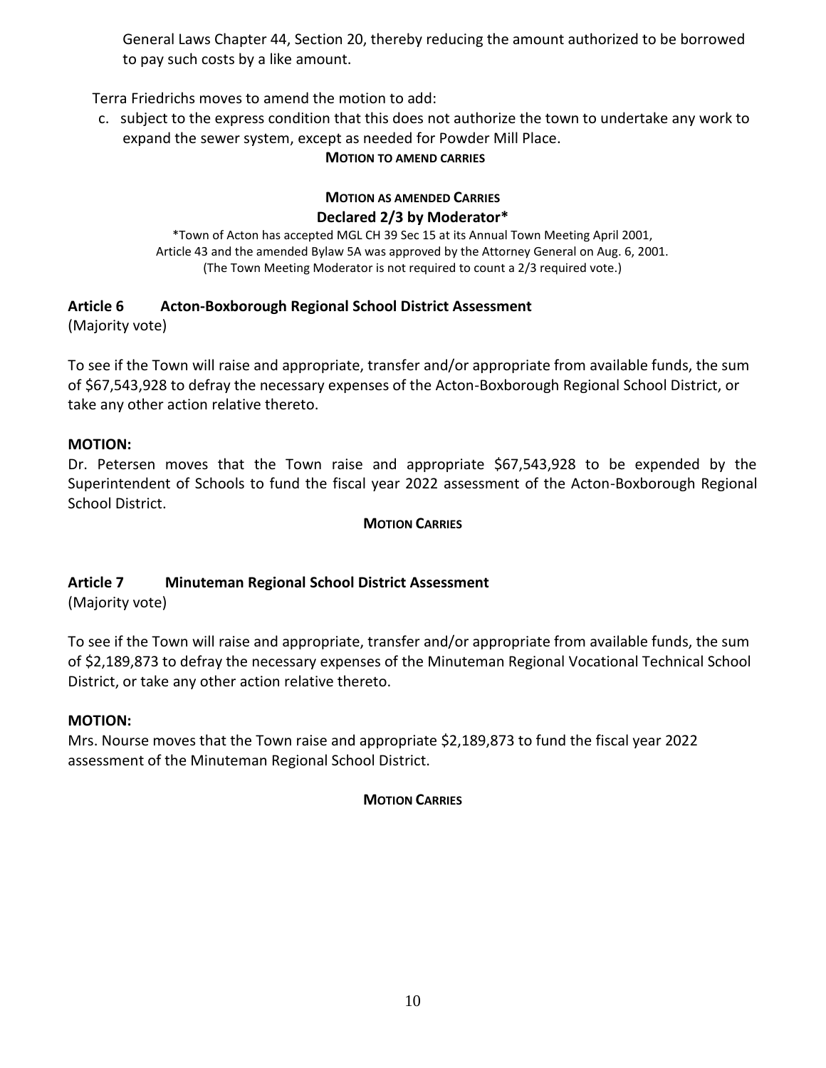General Laws Chapter 44, Section 20, thereby reducing the amount authorized to be borrowed to pay such costs by a like amount.

Terra Friedrichs moves to amend the motion to add:

c. subject to the express condition that this does not authorize the town to undertake any work to expand the sewer system, except as needed for Powder Mill Place.

**MOTION TO AMEND CARRIES**

**MOTION AS AMENDED CARRIES**
**Declared 2/3 by Moderator***

*Town of Acton has accepted MGL CH 39 Sec 15 at its Annual Town Meeting April 2001, Article 43 and the amended Bylaw 5A was approved by the Attorney General on Aug. 6, 2001. (The Town Meeting Moderator is not required to count a 2/3 required vote.)

## Article 6 Acton-Boxborough Regional School District Assessment

(Majority vote)

To see if the Town will raise and appropriate, transfer and/or appropriate from available funds, the sum of $67,543,928 to defray the necessary expenses of the Acton-Boxborough Regional School District, or take any other action relative thereto.

**MOTION:**

Dr. Petersen moves that the Town raise and appropriate $67,543,928 to be expended by the Superintendent of Schools to fund the fiscal year 2022 assessment of the Acton-Boxborough Regional School District.

**MOTION CARRIES**

## Article 7 Minuteman Regional School District Assessment

(Majority vote)

To see if the Town will raise and appropriate, transfer and/or appropriate from available funds, the sum of $2,189,873 to defray the necessary expenses of the Minuteman Regional Vocational Technical School District, or take any other action relative thereto.

**MOTION:**

Mrs. Nourse moves that the Town raise and appropriate $2,189,873 to fund the fiscal year 2022 assessment of the Minuteman Regional School District.

**MOTION CARRIES**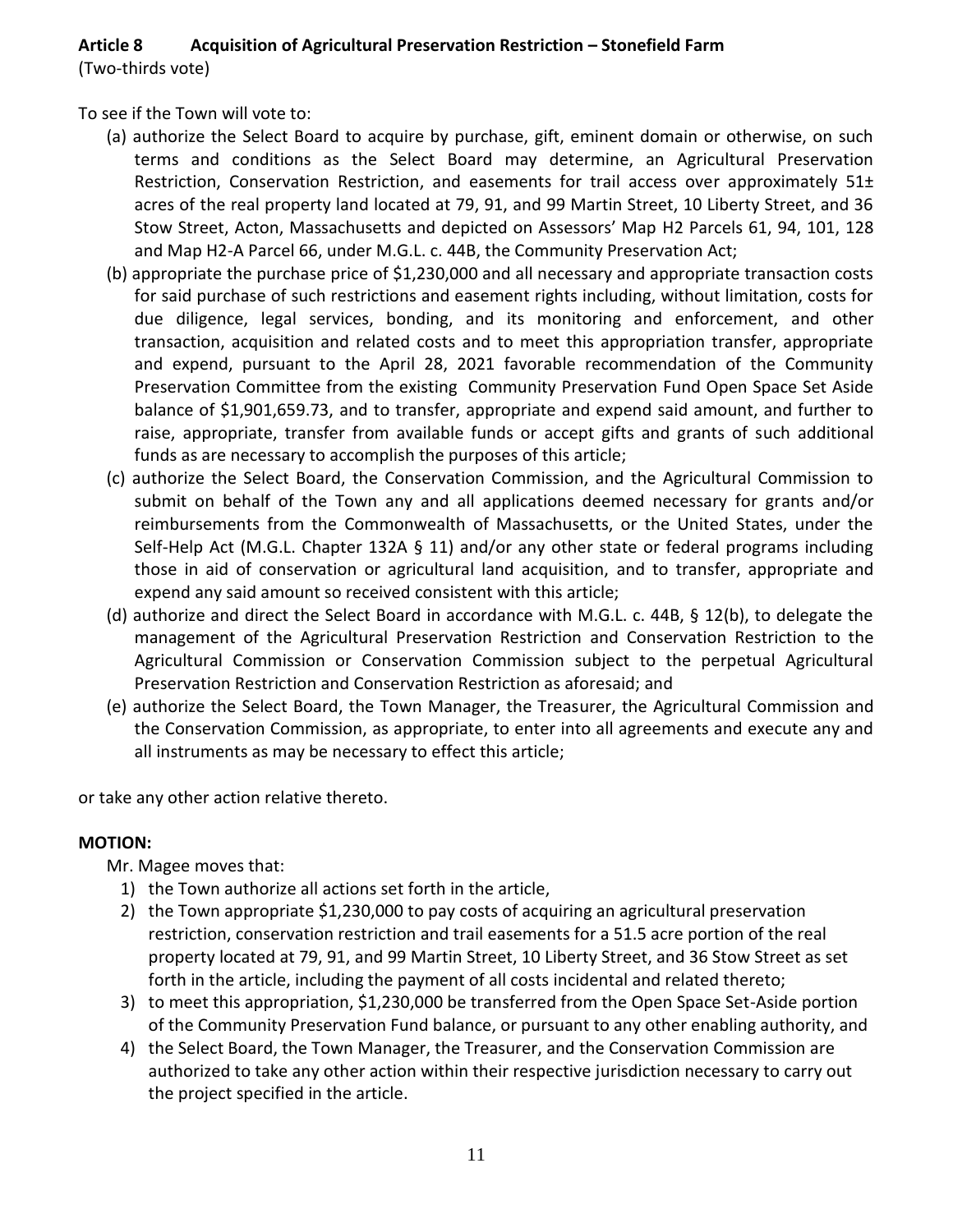**Article 8 Acquisition of Agricultural Preservation Restriction – Stonefield Farm**
(Two-thirds vote)

To see if the Town will vote to:

(a) authorize the Select Board to acquire by purchase, gift, eminent domain or otherwise, on such terms and conditions as the Select Board may determine, an Agricultural Preservation Restriction, Conservation Restriction, and easements for trail access over approximately 51± acres of the real property land located at 79, 91, and 99 Martin Street, 10 Liberty Street, and 36 Stow Street, Acton, Massachusetts and depicted on Assessors' Map H2 Parcels 61, 94, 101, 128 and Map H2-A Parcel 66, under M.G.L. c. 44B, the Community Preservation Act;

(b) appropriate the purchase price of $1,230,000 and all necessary and appropriate transaction costs for said purchase of such restrictions and easement rights including, without limitation, costs for due diligence, legal services, bonding, and its monitoring and enforcement, and other transaction, acquisition and related costs and to meet this appropriation transfer, appropriate and expend, pursuant to the April 28, 2021 favorable recommendation of the Community Preservation Committee from the existing Community Preservation Fund Open Space Set Aside balance of $1,901,659.73, and to transfer, appropriate and expend said amount, and further to raise, appropriate, transfer from available funds or accept gifts and grants of such additional funds as are necessary to accomplish the purposes of this article;

(c) authorize the Select Board, the Conservation Commission, and the Agricultural Commission to submit on behalf of the Town any and all applications deemed necessary for grants and/or reimbursements from the Commonwealth of Massachusetts, or the United States, under the Self-Help Act (M.G.L. Chapter 132A § 11) and/or any other state or federal programs including those in aid of conservation or agricultural land acquisition, and to transfer, appropriate and expend any said amount so received consistent with this article;

(d) authorize and direct the Select Board in accordance with M.G.L. c. 44B, § 12(b), to delegate the management of the Agricultural Preservation Restriction and Conservation Restriction to the Agricultural Commission or Conservation Commission subject to the perpetual Agricultural Preservation Restriction and Conservation Restriction as aforesaid; and

(e) authorize the Select Board, the Town Manager, the Treasurer, the Agricultural Commission and the Conservation Commission, as appropriate, to enter into all agreements and execute any and all instruments as may be necessary to effect this article;

or take any other action relative thereto.

**MOTION:**

Mr. Magee moves that:

1) the Town authorize all actions set forth in the article,
2) the Town appropriate $1,230,000 to pay costs of acquiring an agricultural preservation restriction, conservation restriction and trail easements for a 51.5 acre portion of the real property located at 79, 91, and 99 Martin Street, 10 Liberty Street, and 36 Stow Street as set forth in the article, including the payment of all costs incidental and related thereto;
3) to meet this appropriation, $1,230,000 be transferred from the Open Space Set-Aside portion of the Community Preservation Fund balance, or pursuant to any other enabling authority, and
4) the Select Board, the Town Manager, the Treasurer, and the Conservation Commission are authorized to take any other action within their respective jurisdiction necessary to carry out the project specified in the article.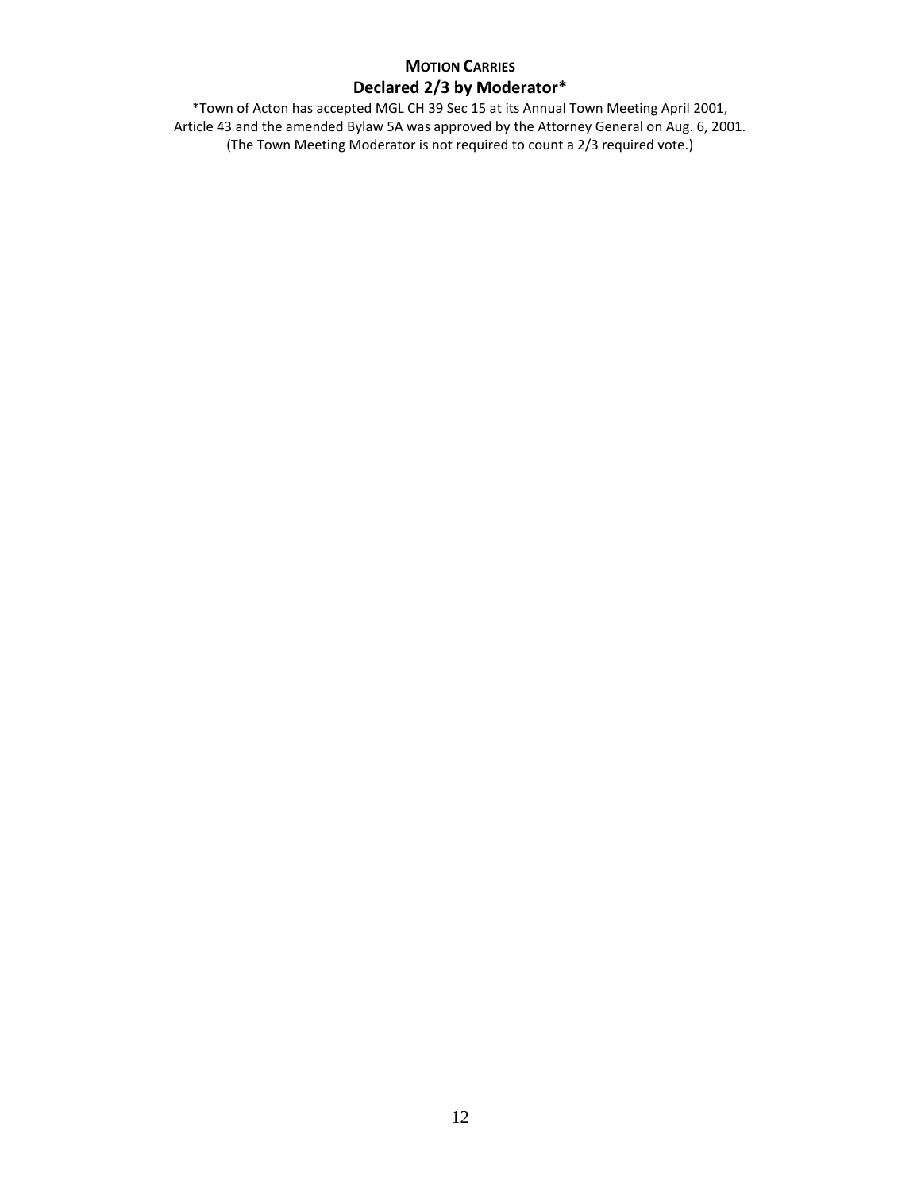**MOTION CARRIES**

**Declared 2/3 by Moderator***

*Town of Acton has accepted MGL CH 39 Sec 15 at its Annual Town Meeting April 2001, Article 43 and the amended Bylaw 5A was approved by the Attorney General on Aug. 6, 2001. (The Town Meeting Moderator is not required to count a 2/3 required vote.)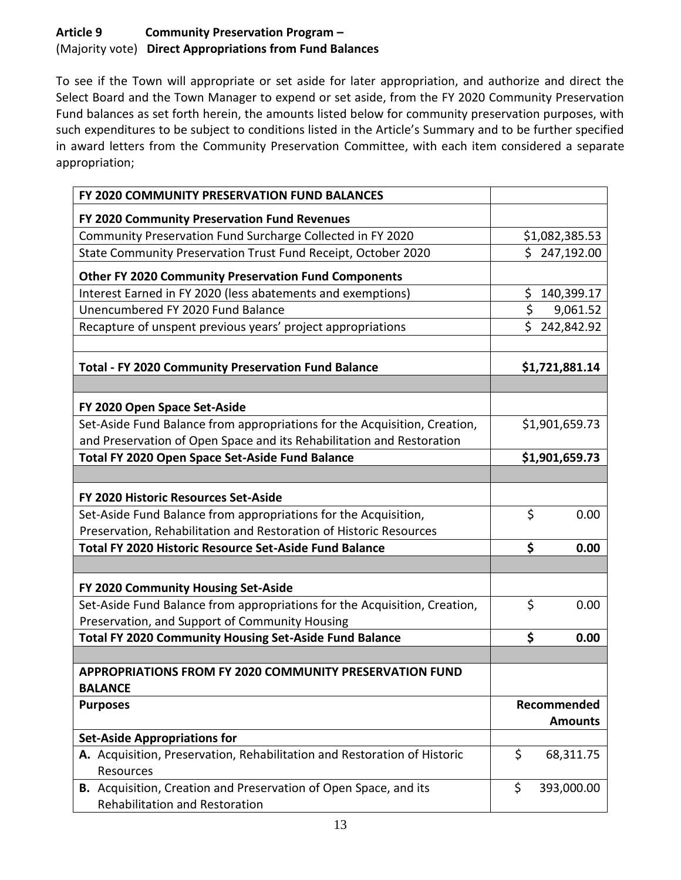**Article 9** **Community Preservation Program –**
(Majority vote) **Direct Appropriations from Fund Balances**

To see if the Town will appropriate or set aside for later appropriation, and authorize and direct the Select Board and the Town Manager to expend or set aside, from the FY 2020 Community Preservation Fund balances as set forth herein, the amounts listed below for community preservation purposes, with such expenditures to be subject to conditions listed in the Article's Summary and to be further specified in award letters from the Community Preservation Committee, with each item considered a separate appropriation;

| **FY 2020 COMMUNITY PRESERVATION FUND BALANCES** | |
|---|---|
| **FY 2020 Community Preservation Fund Revenues** | |
| Community Preservation Fund Surcharge Collected in FY 2020 | $1,082,385.53 |
| State Community Preservation Trust Fund Receipt, October 2020 | $ 247,192.00 |
| **Other FY 2020 Community Preservation Fund Components** | |
| Interest Earned in FY 2020 (less abatements and exemptions) | $ 140,399.17 |
| Unencumbered FY 2020 Fund Balance | $ 9,061.52 |
| Recapture of unspent previous years' project appropriations | $ 242,842.92 |
| | |
| **Total - FY 2020 Community Preservation Fund Balance** | **$1,721,881.14** |
| | |
| **FY 2020 Open Space Set-Aside** | |
| Set-Aside Fund Balance from appropriations for the Acquisition, Creation, and Preservation of Open Space and its Rehabilitation and Restoration | $1,901,659.73 |
| **Total FY 2020 Open Space Set-Aside Fund Balance** | **$1,901,659.73** |
| | |
| **FY 2020 Historic Resources Set-Aside** | |
| Set-Aside Fund Balance from appropriations for the Acquisition, Preservation, Rehabilitation and Restoration of Historic Resources | $ 0.00 |
| **Total FY 2020 Historic Resource Set-Aside Fund Balance** | **$ 0.00** |
| | |
| **FY 2020 Community Housing Set-Aside** | |
| Set-Aside Fund Balance from appropriations for the Acquisition, Creation, Preservation, and Support of Community Housing | $ 0.00 |
| **Total FY 2020 Community Housing Set-Aside Fund Balance** | **$ 0.00** |
| | |
| **APPROPRIATIONS FROM FY 2020 COMMUNITY PRESERVATION FUND BALANCE** | |
| **Purposes** | **Recommended Amounts** |
| **Set-Aside Appropriations for** | |
| **A.** Acquisition, Preservation, Rehabilitation and Restoration of Historic Resources | $ 68,311.75 |
| **B.** Acquisition, Creation and Preservation of Open Space, and its Rehabilitation and Restoration | $ 393,000.00 |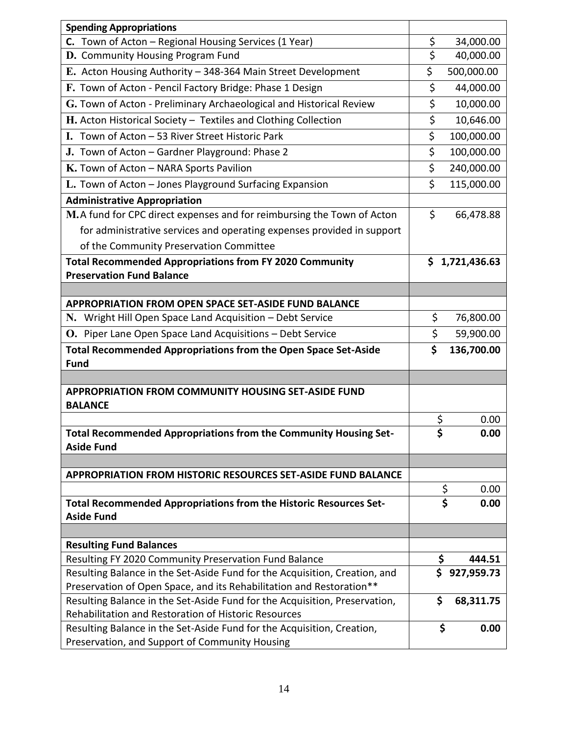| **Spending Appropriations** | |
|---|---|
| **C.** Town of Acton – Regional Housing Services (1 Year) | $ 34,000.00 |
| **D.** Community Housing Program Fund | $ 40,000.00 |
| **E.** Acton Housing Authority – 348-364 Main Street Development | $ 500,000.00 |
| **F.** Town of Acton - Pencil Factory Bridge: Phase 1 Design | $ 44,000.00 |
| **G.** Town of Acton - Preliminary Archaeological and Historical Review | $ 10,000.00 |
| **H.** Acton Historical Society – Textiles and Clothing Collection | $ 10,646.00 |
| **I.** Town of Acton – 53 River Street Historic Park | $ 100,000.00 |
| **J.** Town of Acton – Gardner Playground: Phase 2 | $ 100,000.00 |
| **K.** Town of Acton – NARA Sports Pavilion | $ 240,000.00 |
| **L.** Town of Acton – Jones Playground Surfacing Expansion | $ 115,000.00 |
| **Administrative Appropriation** | |
| **M.** A fund for CPC direct expenses and for reimbursing the Town of Acton for administrative services and operating expenses provided in support of the Community Preservation Committee | $ 66,478.88 |
| **Total Recommended Appropriations from FY 2020 Community Preservation Fund Balance** | **$ 1,721,436.63** |
| | |
| **APPROPRIATION FROM OPEN SPACE SET-ASIDE FUND BALANCE** | |
| **N.** Wright Hill Open Space Land Acquisition – Debt Service | $ 76,800.00 |
| **O.** Piper Lane Open Space Land Acquisitions – Debt Service | $ 59,900.00 |
| **Total Recommended Appropriations from the Open Space Set-Aside Fund** | **$ 136,700.00** |
| | |
| **APPROPRIATION FROM COMMUNITY HOUSING SET-ASIDE FUND BALANCE** | |
| | $ 0.00 |
| **Total Recommended Appropriations from the Community Housing Set-Aside Fund** | **$ 0.00** |
| | |
| **APPROPRIATION FROM HISTORIC RESOURCES SET-ASIDE FUND BALANCE** | |
| | $ 0.00 |
| **Total Recommended Appropriations from the Historic Resources Set-Aside Fund** | **$ 0.00** |
| | |
| **Resulting Fund Balances** | |
| Resulting FY 2020 Community Preservation Fund Balance | **$ 444.51** |
| Resulting Balance in the Set-Aside Fund for the Acquisition, Creation, and Preservation of Open Space, and its Rehabilitation and Restoration** | **$ 927,959.73** |
| Resulting Balance in the Set-Aside Fund for the Acquisition, Preservation, Rehabilitation and Restoration of Historic Resources | **$ 68,311.75** |
| Resulting Balance in the Set-Aside Fund for the Acquisition, Creation, Preservation, and Support of Community Housing | **$ 0.00** |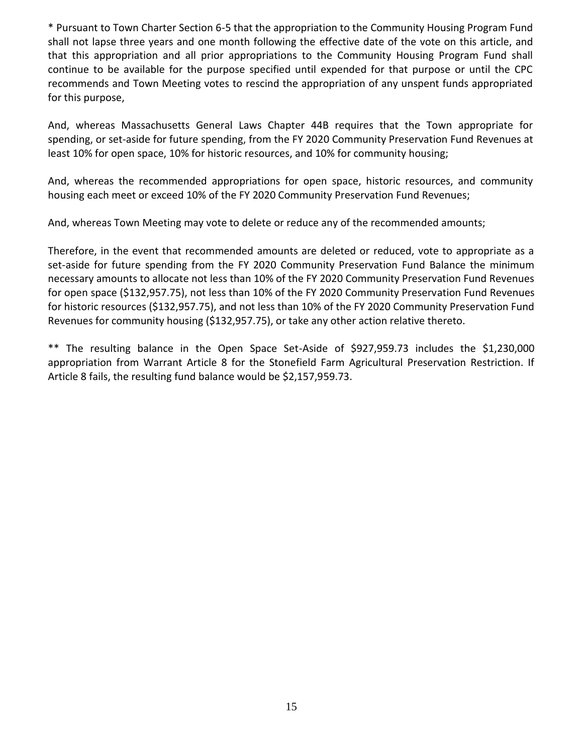* Pursuant to Town Charter Section 6-5 that the appropriation to the Community Housing Program Fund shall not lapse three years and one month following the effective date of the vote on this article, and that this appropriation and all prior appropriations to the Community Housing Program Fund shall continue to be available for the purpose specified until expended for that purpose or until the CPC recommends and Town Meeting votes to rescind the appropriation of any unspent funds appropriated for this purpose,

And, whereas Massachusetts General Laws Chapter 44B requires that the Town appropriate for spending, or set-aside for future spending, from the FY 2020 Community Preservation Fund Revenues at least 10% for open space, 10% for historic resources, and 10% for community housing;

And, whereas the recommended appropriations for open space, historic resources, and community housing each meet or exceed 10% of the FY 2020 Community Preservation Fund Revenues;

And, whereas Town Meeting may vote to delete or reduce any of the recommended amounts;

Therefore, in the event that recommended amounts are deleted or reduced, vote to appropriate as a set-aside for future spending from the FY 2020 Community Preservation Fund Balance the minimum necessary amounts to allocate not less than 10% of the FY 2020 Community Preservation Fund Revenues for open space ($132,957.75), not less than 10% of the FY 2020 Community Preservation Fund Revenues for historic resources ($132,957.75), and not less than 10% of the FY 2020 Community Preservation Fund Revenues for community housing ($132,957.75), or take any other action relative thereto.

** The resulting balance in the Open Space Set-Aside of $927,959.73 includes the $1,230,000 appropriation from Warrant Article 8 for the Stonefield Farm Agricultural Preservation Restriction. If Article 8 fails, the resulting fund balance would be $2,157,959.73.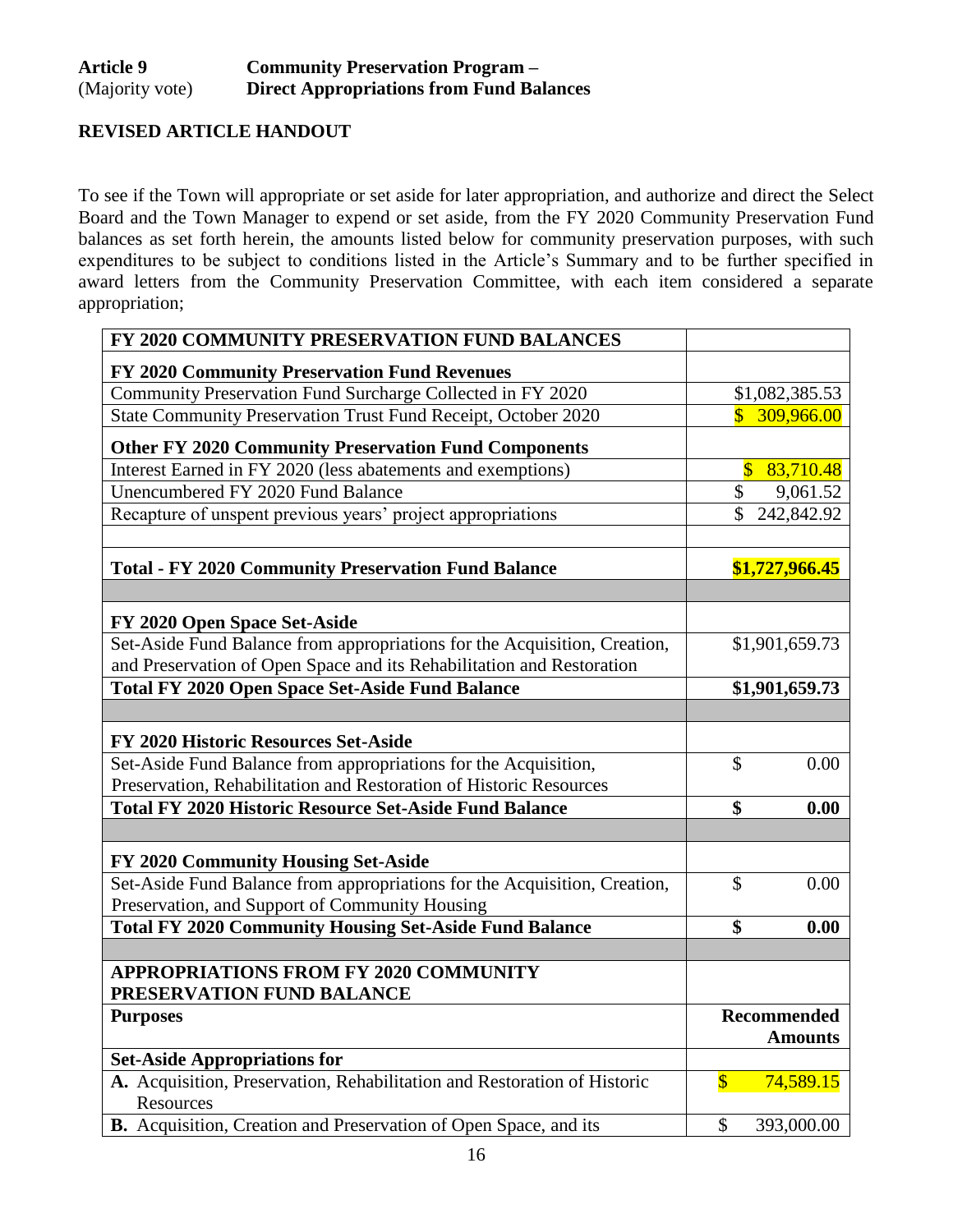**Article 9** **Community Preservation Program –**
(Majority vote) **Direct Appropriations from Fund Balances**

**REVISED ARTICLE HANDOUT**

To see if the Town will appropriate or set aside for later appropriation, and authorize and direct the Select Board and the Town Manager to expend or set aside, from the FY 2020 Community Preservation Fund balances as set forth herein, the amounts listed below for community preservation purposes, with such expenditures to be subject to conditions listed in the Article's Summary and to be further specified in award letters from the Community Preservation Committee, with each item considered a separate appropriation;

| **FY 2020 COMMUNITY PRESERVATION FUND BALANCES** | |
|---|---|
| **FY 2020 Community Preservation Fund Revenues** | |
| Community Preservation Fund Surcharge Collected in FY 2020 | $1,082,385.53 |
| State Community Preservation Trust Fund Receipt, October 2020 | $ 309,966.00 |
| **Other FY 2020 Community Preservation Fund Components** | |
| Interest Earned in FY 2020 (less abatements and exemptions) | $ 83,710.48 |
| Unencumbered FY 2020 Fund Balance | $ 9,061.52 |
| Recapture of unspent previous years' project appropriations | $ 242,842.92 |
| | |
| **Total - FY 2020 Community Preservation Fund Balance** | **$1,727,966.45** |
| | |
| **FY 2020 Open Space Set-Aside** | |
| Set-Aside Fund Balance from appropriations for the Acquisition, Creation, and Preservation of Open Space and its Rehabilitation and Restoration | $1,901,659.73 |
| **Total FY 2020 Open Space Set-Aside Fund Balance** | **$1,901,659.73** |
| | |
| **FY 2020 Historic Resources Set-Aside** | |
| Set-Aside Fund Balance from appropriations for the Acquisition, Preservation, Rehabilitation and Restoration of Historic Resources | $ 0.00 |
| **Total FY 2020 Historic Resource Set-Aside Fund Balance** | **$ 0.00** |
| | |
| **FY 2020 Community Housing Set-Aside** | |
| Set-Aside Fund Balance from appropriations for the Acquisition, Creation, Preservation, and Support of Community Housing | $ 0.00 |
| **Total FY 2020 Community Housing Set-Aside Fund Balance** | **$ 0.00** |
| | |
| **APPROPRIATIONS FROM FY 2020 COMMUNITY PRESERVATION FUND BALANCE** | |
| **Purposes** | **Recommended Amounts** |
| **Set-Aside Appropriations for** | |
| **A.** Acquisition, Preservation, Rehabilitation and Restoration of Historic Resources | $ 74,589.15 |
| **B.** Acquisition, Creation and Preservation of Open Space, and its | $ 393,000.00 |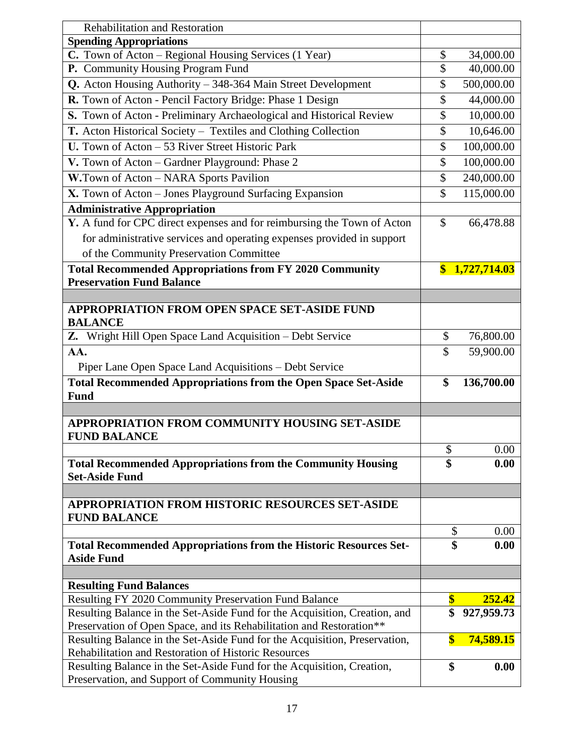| Rehabilitation and Restoration | |
|---|---|
| **Spending Appropriations** | |
| **C.** Town of Acton – Regional Housing Services (1 Year) | $ 34,000.00 |
| **P.** Community Housing Program Fund | $ 40,000.00 |
| **Q.** Acton Housing Authority – 348-364 Main Street Development | $ 500,000.00 |
| **R.** Town of Acton - Pencil Factory Bridge: Phase 1 Design | $ 44,000.00 |
| **S.** Town of Acton - Preliminary Archaeological and Historical Review | $ 10,000.00 |
| **T.** Acton Historical Society – Textiles and Clothing Collection | $ 10,646.00 |
| **U.** Town of Acton – 53 River Street Historic Park | $ 100,000.00 |
| **V.** Town of Acton – Gardner Playground: Phase 2 | $ 100,000.00 |
| **W.** Town of Acton – NARA Sports Pavilion | $ 240,000.00 |
| **X.** Town of Acton – Jones Playground Surfacing Expansion | $ 115,000.00 |
| **Administrative Appropriation** | |
| **Y.** A fund for CPC direct expenses and for reimbursing the Town of Acton for administrative services and operating expenses provided in support of the Community Preservation Committee | $ 66,478.88 |
| **Total Recommended Appropriations from FY 2020 Community Preservation Fund Balance** | **$ 1,727,714.03** |
| | |
| **APPROPRIATION FROM OPEN SPACE SET-ASIDE FUND BALANCE** | |
| **Z.** Wright Hill Open Space Land Acquisition – Debt Service | $ 76,800.00 |
| **AA.** Piper Lane Open Space Land Acquisitions – Debt Service | $ 59,900.00 |
| **Total Recommended Appropriations from the Open Space Set-Aside Fund** | **$ 136,700.00** |
| | |
| **APPROPRIATION FROM COMMUNITY HOUSING SET-ASIDE FUND BALANCE** | |
| | $ 0.00 |
| **Total Recommended Appropriations from the Community Housing Set-Aside Fund** | **$ 0.00** |
| | |
| **APPROPRIATION FROM HISTORIC RESOURCES SET-ASIDE FUND BALANCE** | |
| | $ 0.00 |
| **Total Recommended Appropriations from the Historic Resources Set-Aside Fund** | **$ 0.00** |
| | |
| **Resulting Fund Balances** | |
| Resulting FY 2020 Community Preservation Fund Balance | **$ 252.42** |
| Resulting Balance in the Set-Aside Fund for the Acquisition, Creation, and Preservation of Open Space, and its Rehabilitation and Restoration** | **$ 927,959.73** |
| Resulting Balance in the Set-Aside Fund for the Acquisition, Preservation, Rehabilitation and Restoration of Historic Resources | **$ 74,589.15** |
| Resulting Balance in the Set-Aside Fund for the Acquisition, Creation, Preservation, and Support of Community Housing | **$ 0.00** |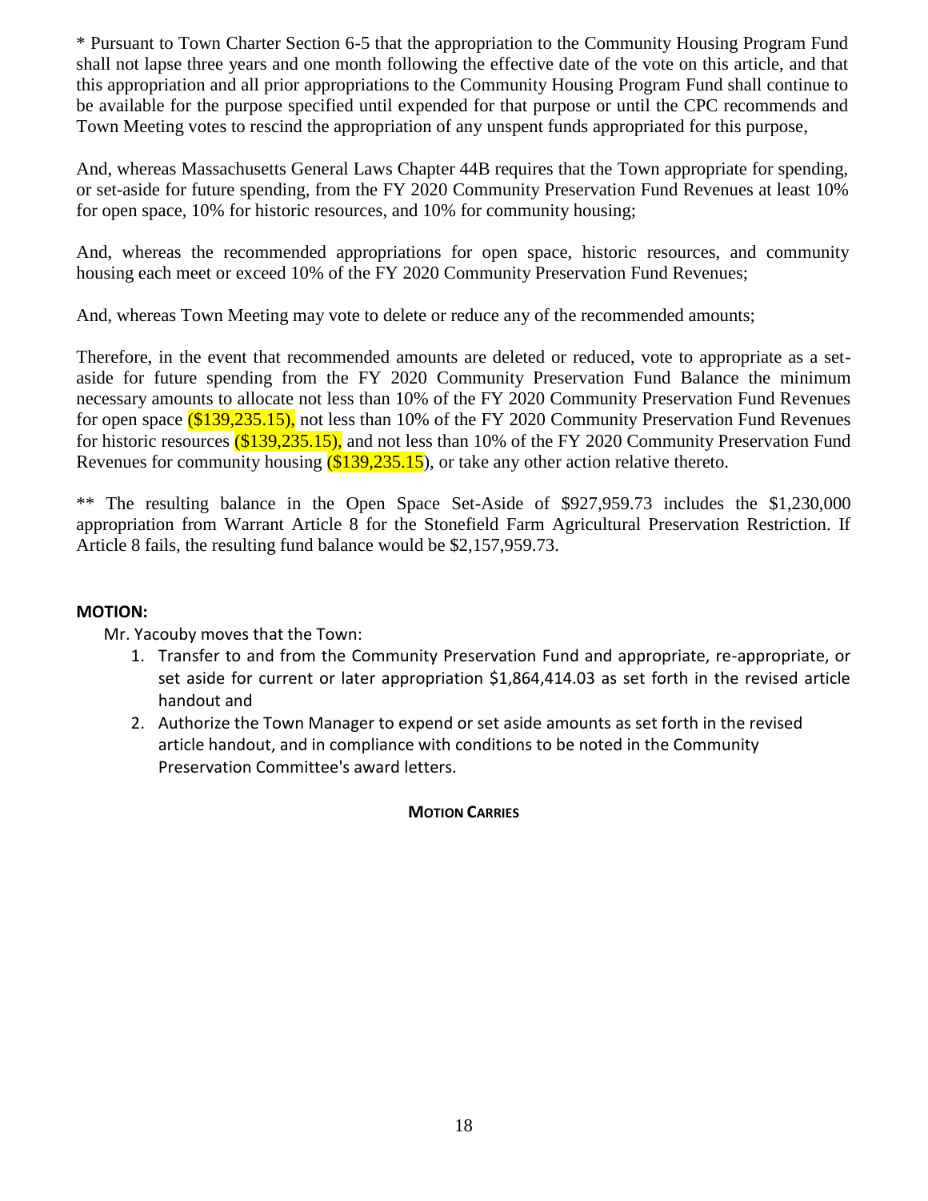* Pursuant to Town Charter Section 6-5 that the appropriation to the Community Housing Program Fund shall not lapse three years and one month following the effective date of the vote on this article, and that this appropriation and all prior appropriations to the Community Housing Program Fund shall continue to be available for the purpose specified until expended for that purpose or until the CPC recommends and Town Meeting votes to rescind the appropriation of any unspent funds appropriated for this purpose,

And, whereas Massachusetts General Laws Chapter 44B requires that the Town appropriate for spending, or set-aside for future spending, from the FY 2020 Community Preservation Fund Revenues at least 10% for open space, 10% for historic resources, and 10% for community housing;

And, whereas the recommended appropriations for open space, historic resources, and community housing each meet or exceed 10% of the FY 2020 Community Preservation Fund Revenues;

And, whereas Town Meeting may vote to delete or reduce any of the recommended amounts;

Therefore, in the event that recommended amounts are deleted or reduced, vote to appropriate as a set-aside for future spending from the FY 2020 Community Preservation Fund Balance the minimum necessary amounts to allocate not less than 10% of the FY 2020 Community Preservation Fund Revenues for open space ($139,235.15), not less than 10% of the FY 2020 Community Preservation Fund Revenues for historic resources ($139,235.15), and not less than 10% of the FY 2020 Community Preservation Fund Revenues for community housing ($139,235.15), or take any other action relative thereto.

** The resulting balance in the Open Space Set-Aside of $927,959.73 includes the $1,230,000 appropriation from Warrant Article 8 for the Stonefield Farm Agricultural Preservation Restriction. If Article 8 fails, the resulting fund balance would be $2,157,959.73.

**MOTION:**

Mr. Yacouby moves that the Town:

1. Transfer to and from the Community Preservation Fund and appropriate, re-appropriate, or set aside for current or later appropriation $1,864,414.03 as set forth in the revised article handout and
2. Authorize the Town Manager to expend or set aside amounts as set forth in the revised article handout, and in compliance with conditions to be noted in the Community Preservation Committee's award letters.

**MOTION CARRIES**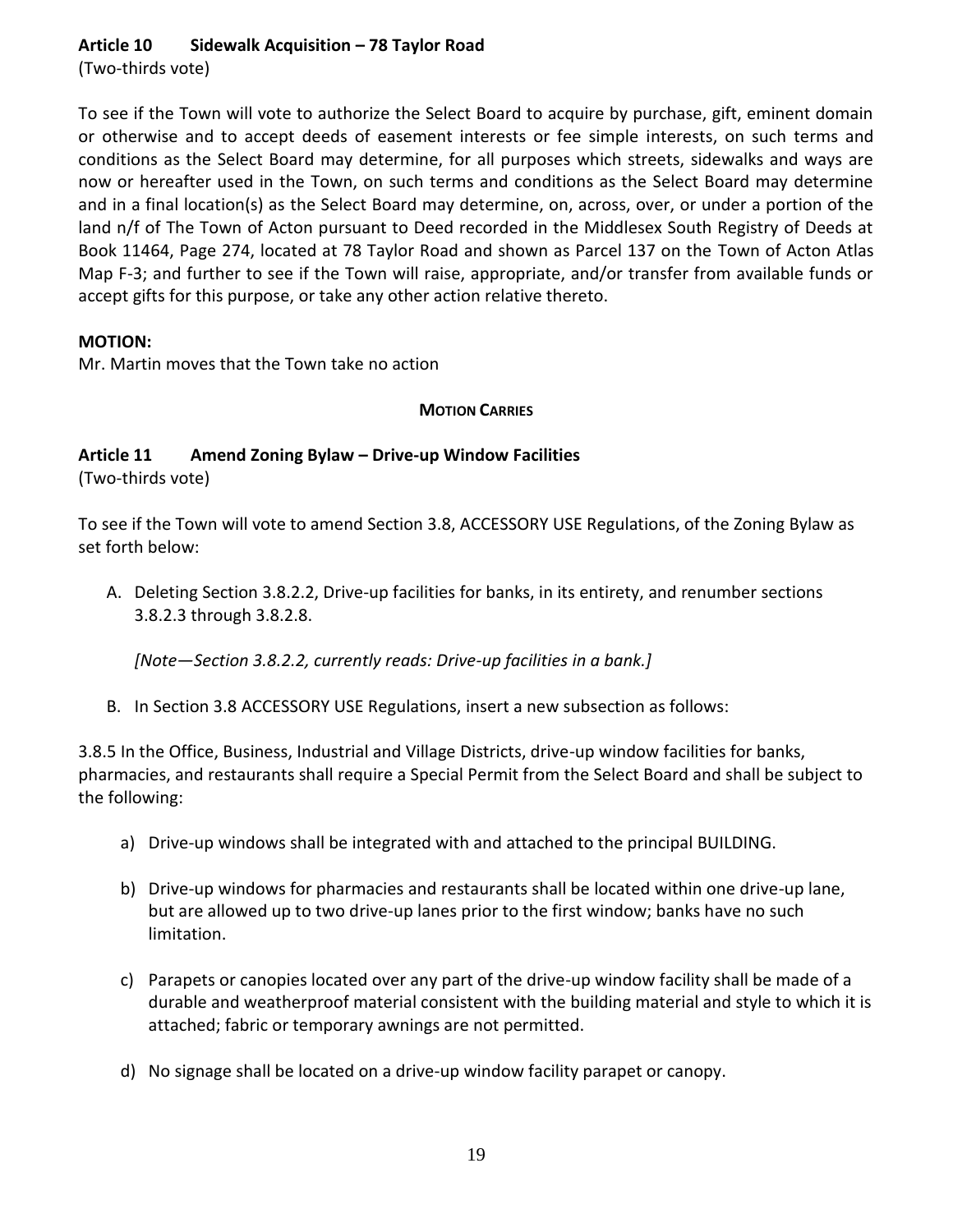### Article 10 Sidewalk Acquisition – 78 Taylor Road

(Two-thirds vote)

To see if the Town will vote to authorize the Select Board to acquire by purchase, gift, eminent domain or otherwise and to accept deeds of easement interests or fee simple interests, on such terms and conditions as the Select Board may determine, for all purposes which streets, sidewalks and ways are now or hereafter used in the Town, on such terms and conditions as the Select Board may determine and in a final location(s) as the Select Board may determine, on, across, over, or under a portion of the land n/f of The Town of Acton pursuant to Deed recorded in the Middlesex South Registry of Deeds at Book 11464, Page 274, located at 78 Taylor Road and shown as Parcel 137 on the Town of Acton Atlas Map F-3; and further to see if the Town will raise, appropriate, and/or transfer from available funds or accept gifts for this purpose, or take any other action relative thereto.

**MOTION:**

Mr. Martin moves that the Town take no action

**MOTION CARRIES**

### Article 11 Amend Zoning Bylaw – Drive-up Window Facilities

(Two-thirds vote)

To see if the Town will vote to amend Section 3.8, ACCESSORY USE Regulations, of the Zoning Bylaw as set forth below:

A. Deleting Section 3.8.2.2, Drive-up facilities for banks, in its entirety, and renumber sections 3.8.2.3 through 3.8.2.8.

   *[Note—Section 3.8.2.2, currently reads: Drive-up facilities in a bank.]*

B. In Section 3.8 ACCESSORY USE Regulations, insert a new subsection as follows:

3.8.5 In the Office, Business, Industrial and Village Districts, drive-up window facilities for banks, pharmacies, and restaurants shall require a Special Permit from the Select Board and shall be subject to the following:

a) Drive-up windows shall be integrated with and attached to the principal BUILDING.

b) Drive-up windows for pharmacies and restaurants shall be located within one drive-up lane, but are allowed up to two drive-up lanes prior to the first window; banks have no such limitation.

c) Parapets or canopies located over any part of the drive-up window facility shall be made of a durable and weatherproof material consistent with the building material and style to which it is attached; fabric or temporary awnings are not permitted.

d) No signage shall be located on a drive-up window facility parapet or canopy.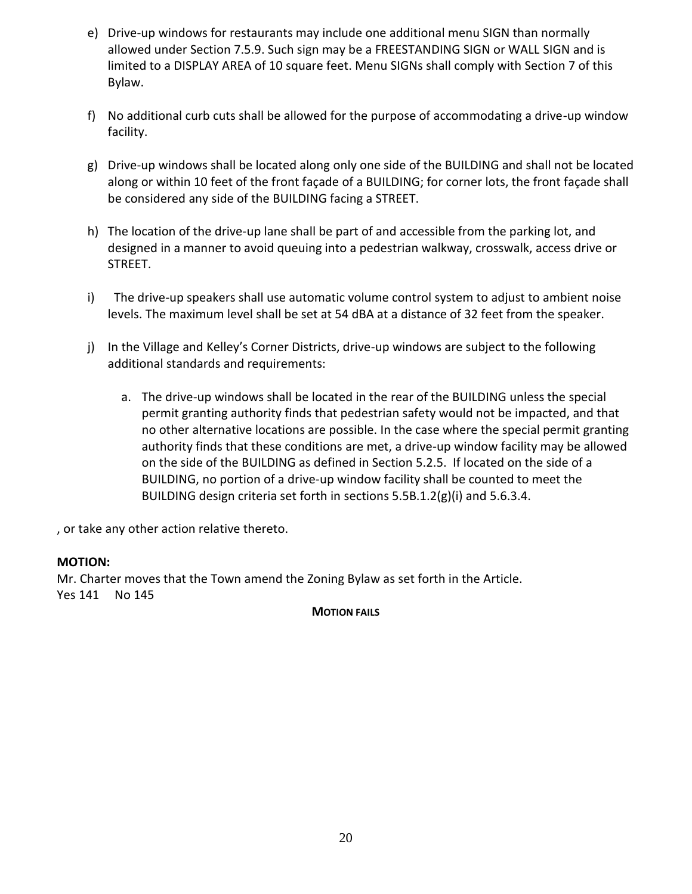e) Drive-up windows for restaurants may include one additional menu SIGN than normally allowed under Section 7.5.9. Such sign may be a FREESTANDING SIGN or WALL SIGN and is limited to a DISPLAY AREA of 10 square feet. Menu SIGNs shall comply with Section 7 of this Bylaw.

f) No additional curb cuts shall be allowed for the purpose of accommodating a drive-up window facility.

g) Drive-up windows shall be located along only one side of the BUILDING and shall not be located along or within 10 feet of the front façade of a BUILDING; for corner lots, the front façade shall be considered any side of the BUILDING facing a STREET.

h) The location of the drive-up lane shall be part of and accessible from the parking lot, and designed in a manner to avoid queuing into a pedestrian walkway, crosswalk, access drive or STREET.

i) The drive-up speakers shall use automatic volume control system to adjust to ambient noise levels. The maximum level shall be set at 54 dBA at a distance of 32 feet from the speaker.

j) In the Village and Kelley's Corner Districts, drive-up windows are subject to the following additional standards and requirements:

   a. The drive-up windows shall be located in the rear of the BUILDING unless the special permit granting authority finds that pedestrian safety would not be impacted, and that no other alternative locations are possible. In the case where the special permit granting authority finds that these conditions are met, a drive-up window facility may be allowed on the side of the BUILDING as defined in Section 5.2.5. If located on the side of a BUILDING, no portion of a drive-up window facility shall be counted to meet the BUILDING design criteria set forth in sections 5.5B.1.2(g)(i) and 5.6.3.4.

, or take any other action relative thereto.

**MOTION:**

Mr. Charter moves that the Town amend the Zoning Bylaw as set forth in the Article.
Yes 141 No 145

**MOTION FAILS**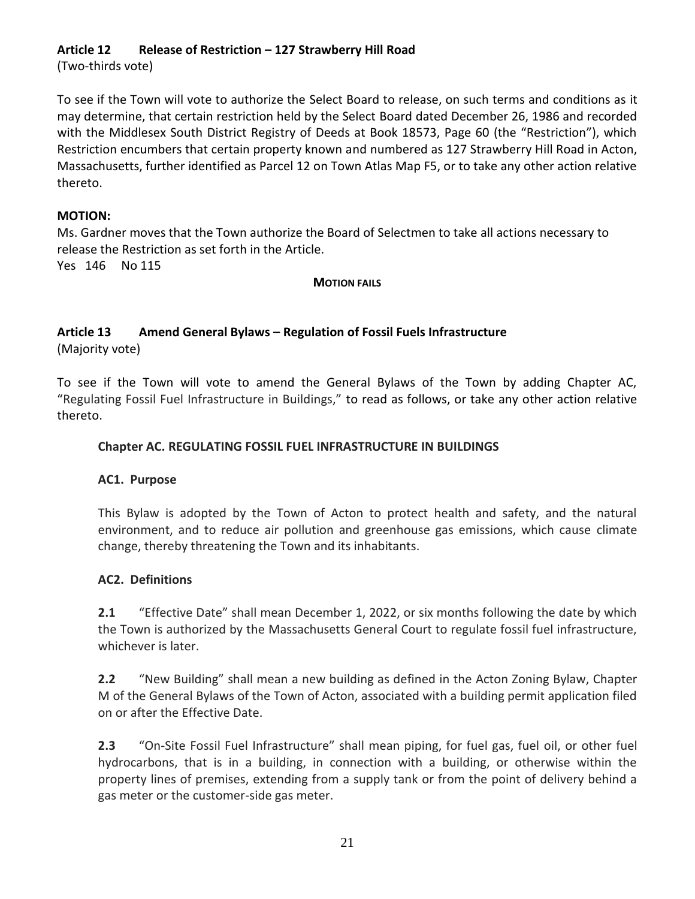### Article 12 Release of Restriction – 127 Strawberry Hill Road

(Two-thirds vote)

To see if the Town will vote to authorize the Select Board to release, on such terms and conditions as it may determine, that certain restriction held by the Select Board dated December 26, 1986 and recorded with the Middlesex South District Registry of Deeds at Book 18573, Page 60 (the "Restriction"), which Restriction encumbers that certain property known and numbered as 127 Strawberry Hill Road in Acton, Massachusetts, further identified as Parcel 12 on Town Atlas Map F5, or to take any other action relative thereto.

**MOTION:**

Ms. Gardner moves that the Town authorize the Board of Selectmen to take all actions necessary to release the Restriction as set forth in the Article.

Yes 146 No 115

**MOTION FAILS**

### Article 13 Amend General Bylaws – Regulation of Fossil Fuels Infrastructure

(Majority vote)

To see if the Town will vote to amend the General Bylaws of the Town by adding Chapter AC, "Regulating Fossil Fuel Infrastructure in Buildings," to read as follows, or take any other action relative thereto.

**Chapter AC. REGULATING FOSSIL FUEL INFRASTRUCTURE IN BUILDINGS**

**AC1. Purpose**

This Bylaw is adopted by the Town of Acton to protect health and safety, and the natural environment, and to reduce air pollution and greenhouse gas emissions, which cause climate change, thereby threatening the Town and its inhabitants.

**AC2. Definitions**

**2.1** "Effective Date" shall mean December 1, 2022, or six months following the date by which the Town is authorized by the Massachusetts General Court to regulate fossil fuel infrastructure, whichever is later.

**2.2** "New Building" shall mean a new building as defined in the Acton Zoning Bylaw, Chapter M of the General Bylaws of the Town of Acton, associated with a building permit application filed on or after the Effective Date.

**2.3** "On-Site Fossil Fuel Infrastructure" shall mean piping, for fuel gas, fuel oil, or other fuel hydrocarbons, that is in a building, in connection with a building, or otherwise within the property lines of premises, extending from a supply tank or from the point of delivery behind a gas meter or the customer-side gas meter.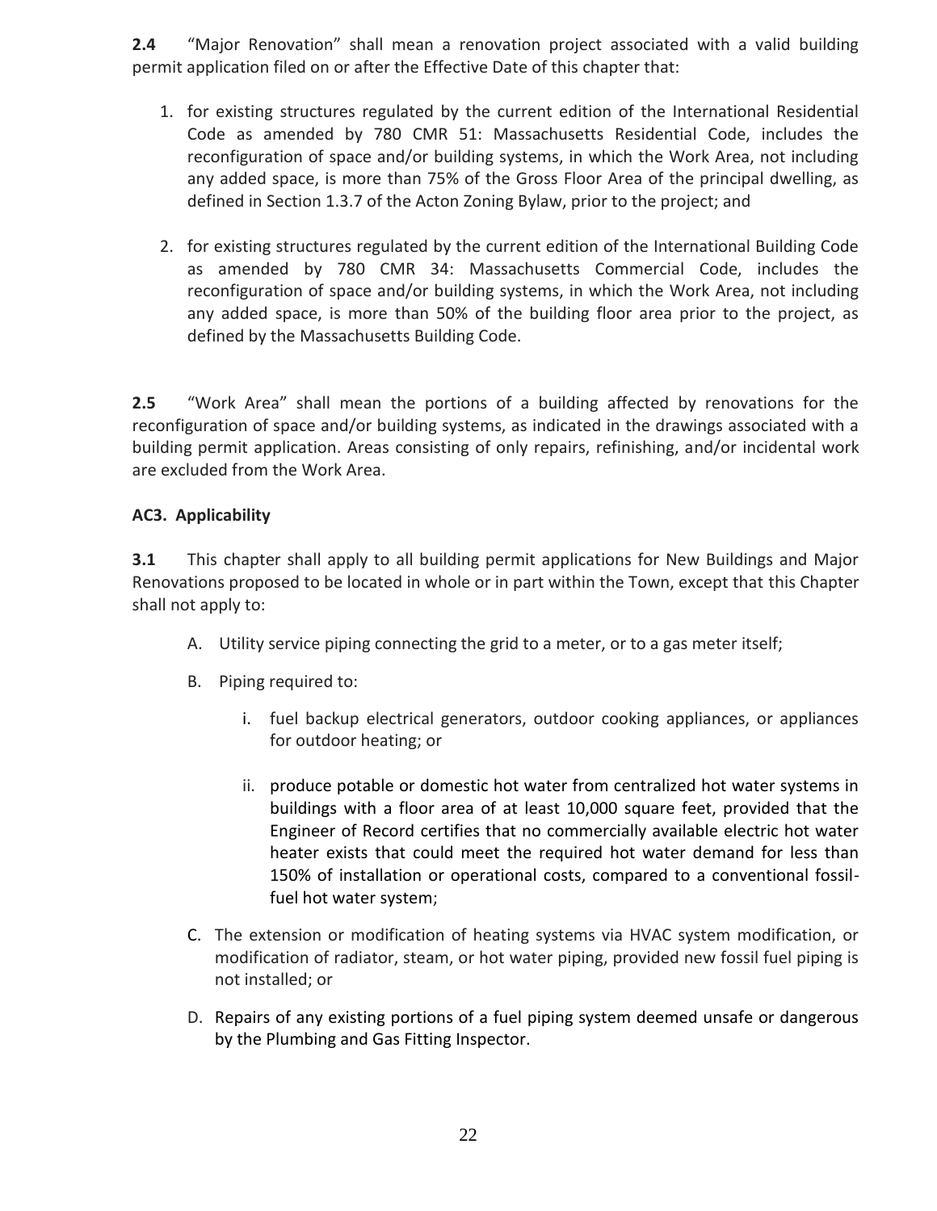**2.4** "Major Renovation" shall mean a renovation project associated with a valid building permit application filed on or after the Effective Date of this chapter that:

1. for existing structures regulated by the current edition of the International Residential Code as amended by 780 CMR 51: Massachusetts Residential Code, includes the reconfiguration of space and/or building systems, in which the Work Area, not including any added space, is more than 75% of the Gross Floor Area of the principal dwelling, as defined in Section 1.3.7 of the Acton Zoning Bylaw, prior to the project; and

2. for existing structures regulated by the current edition of the International Building Code as amended by 780 CMR 34: Massachusetts Commercial Code, includes the reconfiguration of space and/or building systems, in which the Work Area, not including any added space, is more than 50% of the building floor area prior to the project, as defined by the Massachusetts Building Code.

**2.5** "Work Area" shall mean the portions of a building affected by renovations for the reconfiguration of space and/or building systems, as indicated in the drawings associated with a building permit application. Areas consisting of only repairs, refinishing, and/or incidental work are excluded from the Work Area.

**AC3. Applicability**

**3.1** This chapter shall apply to all building permit applications for New Buildings and Major Renovations proposed to be located in whole or in part within the Town, except that this Chapter shall not apply to:

A. Utility service piping connecting the grid to a meter, or to a gas meter itself;

B. Piping required to:

   i. fuel backup electrical generators, outdoor cooking appliances, or appliances for outdoor heating; or

   ii. produce potable or domestic hot water from centralized hot water systems in buildings with a floor area of at least 10,000 square feet, provided that the Engineer of Record certifies that no commercially available electric hot water heater exists that could meet the required hot water demand for less than 150% of installation or operational costs, compared to a conventional fossil-fuel hot water system;

C. The extension or modification of heating systems via HVAC system modification, or modification of radiator, steam, or hot water piping, provided new fossil fuel piping is not installed; or

D. Repairs of any existing portions of a fuel piping system deemed unsafe or dangerous by the Plumbing and Gas Fitting Inspector.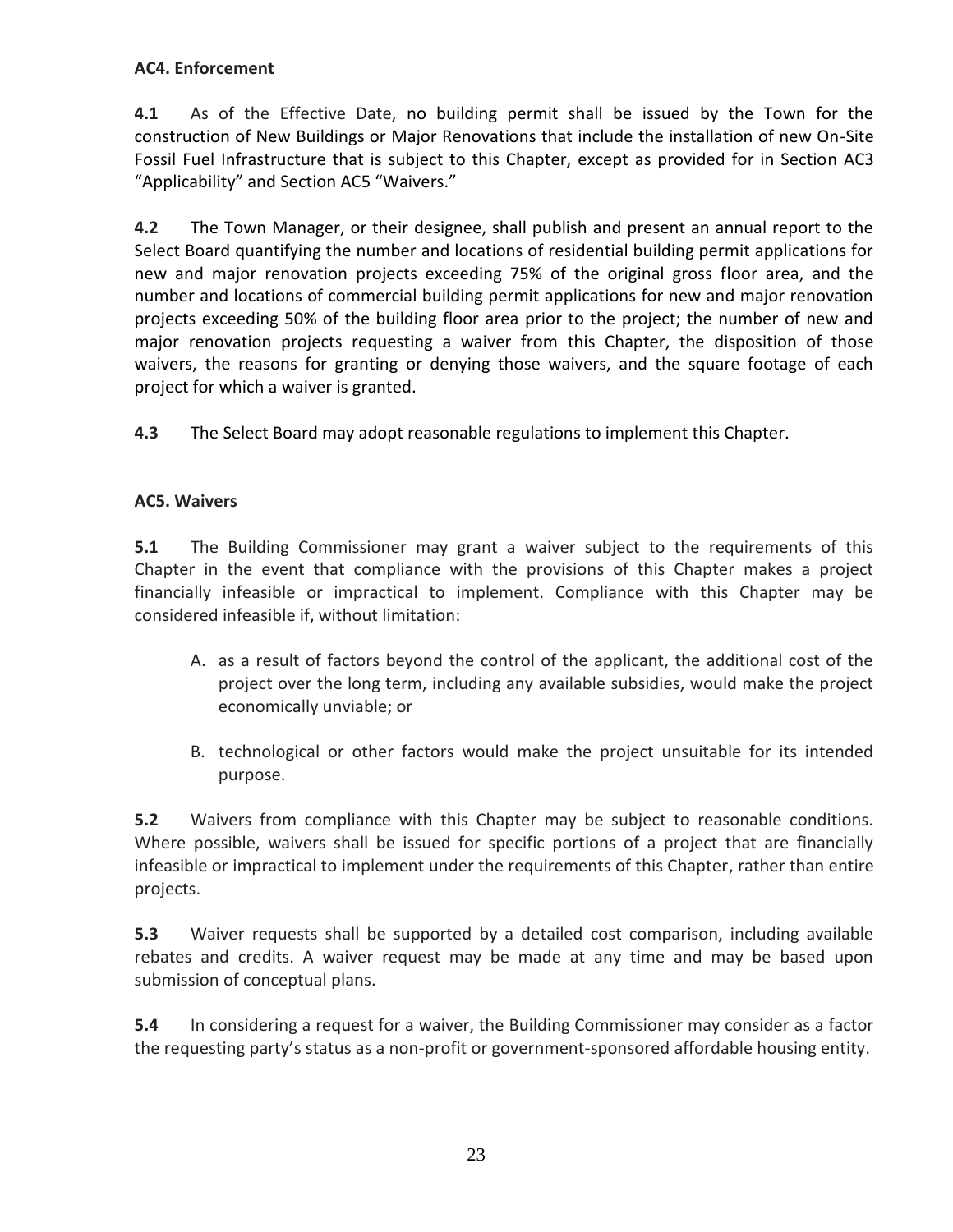### AC4. Enforcement

**4.1** As of the Effective Date, no building permit shall be issued by the Town for the construction of New Buildings or Major Renovations that include the installation of new On-Site Fossil Fuel Infrastructure that is subject to this Chapter, except as provided for in Section AC3 "Applicability" and Section AC5 "Waivers."

**4.2** The Town Manager, or their designee, shall publish and present an annual report to the Select Board quantifying the number and locations of residential building permit applications for new and major renovation projects exceeding 75% of the original gross floor area, and the number and locations of commercial building permit applications for new and major renovation projects exceeding 50% of the building floor area prior to the project; the number of new and major renovation projects requesting a waiver from this Chapter, the disposition of those waivers, the reasons for granting or denying those waivers, and the square footage of each project for which a waiver is granted.

**4.3** The Select Board may adopt reasonable regulations to implement this Chapter.

### AC5. Waivers

**5.1** The Building Commissioner may grant a waiver subject to the requirements of this Chapter in the event that compliance with the provisions of this Chapter makes a project financially infeasible or impractical to implement. Compliance with this Chapter may be considered infeasible if, without limitation:

A. as a result of factors beyond the control of the applicant, the additional cost of the project over the long term, including any available subsidies, would make the project economically unviable; or

B. technological or other factors would make the project unsuitable for its intended purpose.

**5.2** Waivers from compliance with this Chapter may be subject to reasonable conditions. Where possible, waivers shall be issued for specific portions of a project that are financially infeasible or impractical to implement under the requirements of this Chapter, rather than entire projects.

**5.3** Waiver requests shall be supported by a detailed cost comparison, including available rebates and credits. A waiver request may be made at any time and may be based upon submission of conceptual plans.

**5.4** In considering a request for a waiver, the Building Commissioner may consider as a factor the requesting party's status as a non-profit or government-sponsored affordable housing entity.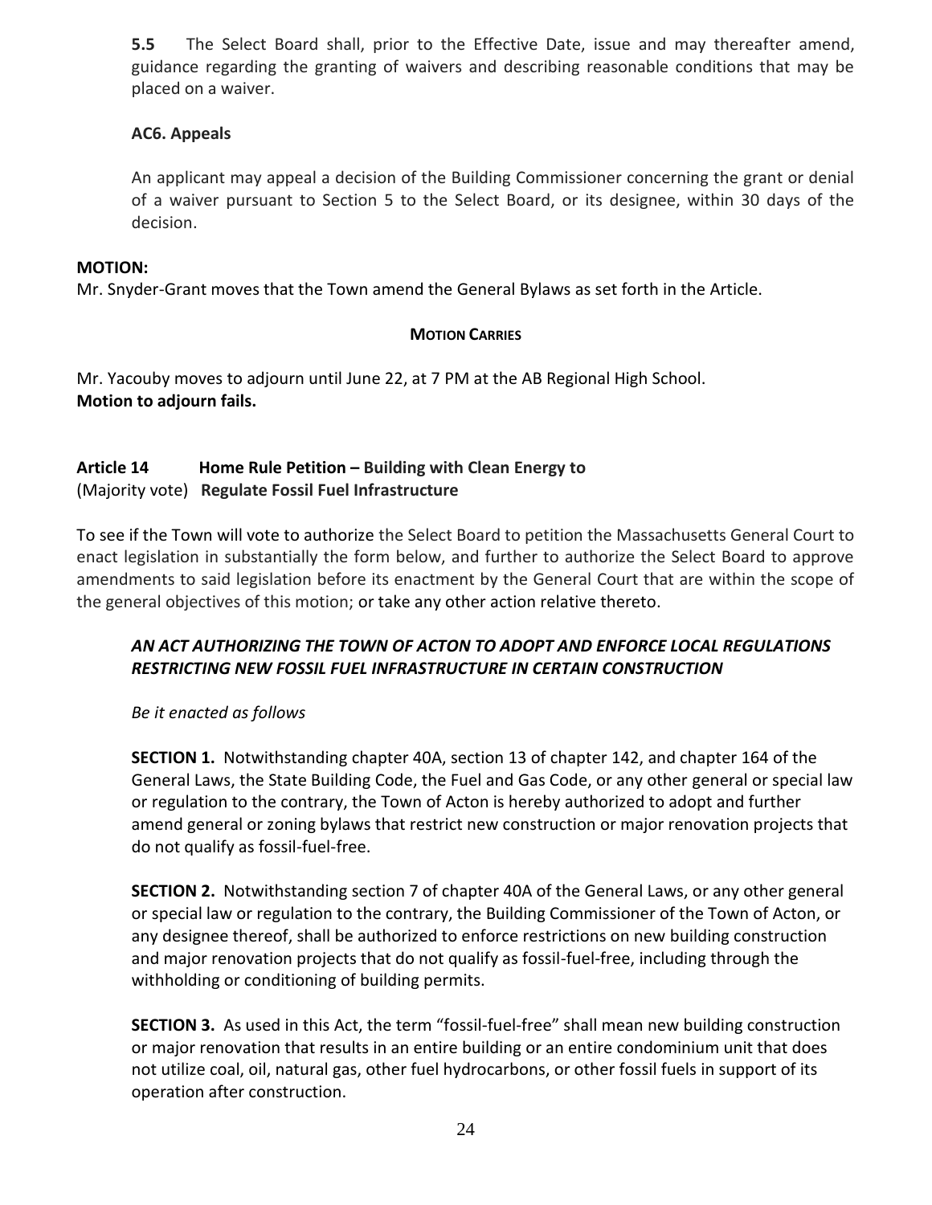**5.5** The Select Board shall, prior to the Effective Date, issue and may thereafter amend, guidance regarding the granting of waivers and describing reasonable conditions that may be placed on a waiver.

**AC6. Appeals**

An applicant may appeal a decision of the Building Commissioner concerning the grant or denial of a waiver pursuant to Section 5 to the Select Board, or its designee, within 30 days of the decision.

**MOTION:**
Mr. Snyder-Grant moves that the Town amend the General Bylaws as set forth in the Article.

**MOTION CARRIES**

Mr. Yacouby moves to adjourn until June 22, at 7 PM at the AB Regional High School.
**Motion to adjourn fails.**

**Article 14 Home Rule Petition – Building with Clean Energy to**
(Majority vote) **Regulate Fossil Fuel Infrastructure**

To see if the Town will vote to authorize the Select Board to petition the Massachusetts General Court to enact legislation in substantially the form below, and further to authorize the Select Board to approve amendments to said legislation before its enactment by the General Court that are within the scope of the general objectives of this motion; or take any other action relative thereto.

***AN ACT AUTHORIZING THE TOWN OF ACTON TO ADOPT AND ENFORCE LOCAL REGULATIONS RESTRICTING NEW FOSSIL FUEL INFRASTRUCTURE IN CERTAIN CONSTRUCTION***

*Be it enacted as follows*

**SECTION 1.** Notwithstanding chapter 40A, section 13 of chapter 142, and chapter 164 of the General Laws, the State Building Code, the Fuel and Gas Code, or any other general or special law or regulation to the contrary, the Town of Acton is hereby authorized to adopt and further amend general or zoning bylaws that restrict new construction or major renovation projects that do not qualify as fossil-fuel-free.

**SECTION 2.** Notwithstanding section 7 of chapter 40A of the General Laws, or any other general or special law or regulation to the contrary, the Building Commissioner of the Town of Acton, or any designee thereof, shall be authorized to enforce restrictions on new building construction and major renovation projects that do not qualify as fossil-fuel-free, including through the withholding or conditioning of building permits.

**SECTION 3.** As used in this Act, the term "fossil-fuel-free" shall mean new building construction or major renovation that results in an entire building or an entire condominium unit that does not utilize coal, oil, natural gas, other fuel hydrocarbons, or other fossil fuels in support of its operation after construction.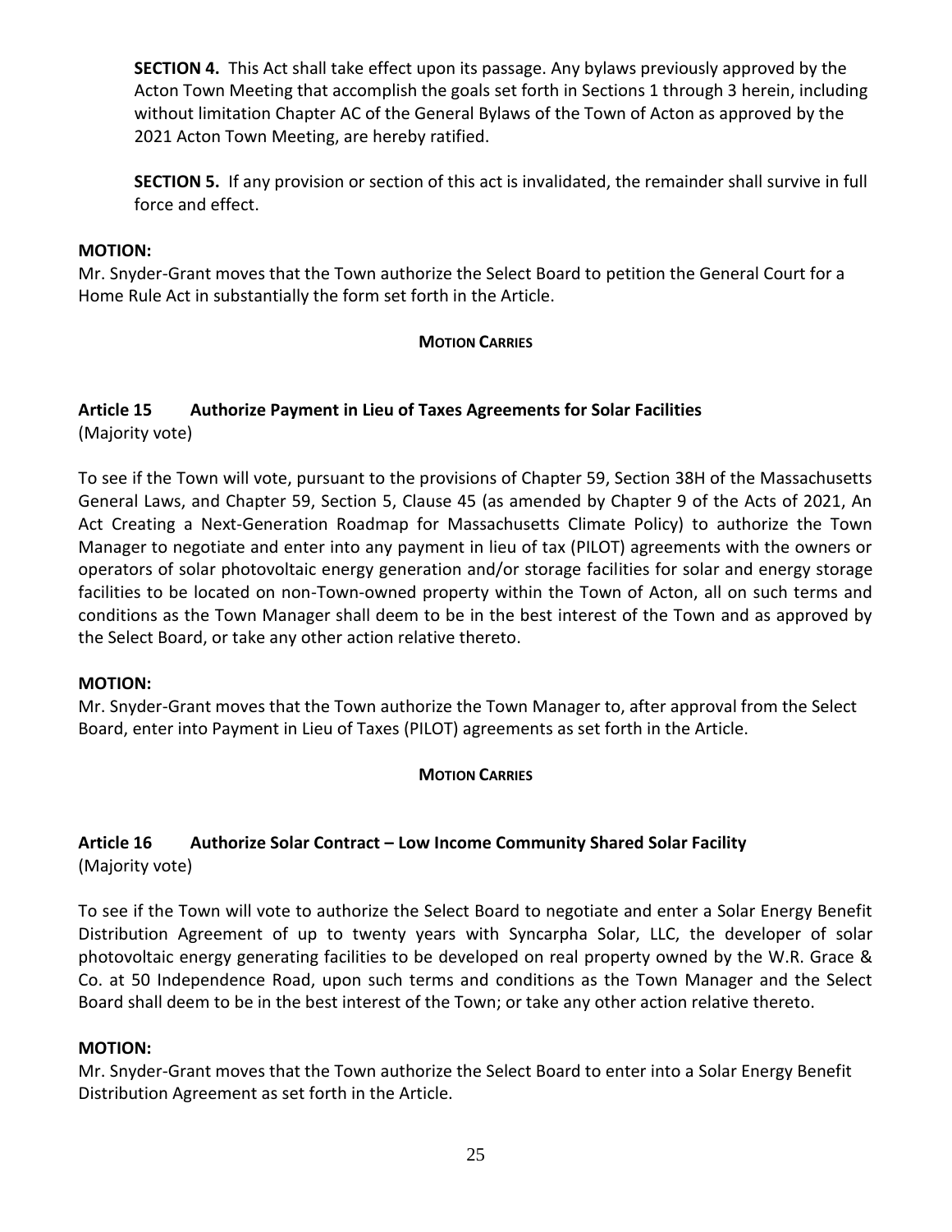**SECTION 4.** This Act shall take effect upon its passage. Any bylaws previously approved by the Acton Town Meeting that accomplish the goals set forth in Sections 1 through 3 herein, including without limitation Chapter AC of the General Bylaws of the Town of Acton as approved by the 2021 Acton Town Meeting, are hereby ratified.

**SECTION 5.** If any provision or section of this act is invalidated, the remainder shall survive in full force and effect.

**MOTION:**
Mr. Snyder-Grant moves that the Town authorize the Select Board to petition the General Court for a Home Rule Act in substantially the form set forth in the Article.

**MOTION CARRIES**

## Article 15 Authorize Payment in Lieu of Taxes Agreements for Solar Facilities

(Majority vote)

To see if the Town will vote, pursuant to the provisions of Chapter 59, Section 38H of the Massachusetts General Laws, and Chapter 59, Section 5, Clause 45 (as amended by Chapter 9 of the Acts of 2021, An Act Creating a Next-Generation Roadmap for Massachusetts Climate Policy) to authorize the Town Manager to negotiate and enter into any payment in lieu of tax (PILOT) agreements with the owners or operators of solar photovoltaic energy generation and/or storage facilities for solar and energy storage facilities to be located on non-Town-owned property within the Town of Acton, all on such terms and conditions as the Town Manager shall deem to be in the best interest of the Town and as approved by the Select Board, or take any other action relative thereto.

**MOTION:**
Mr. Snyder-Grant moves that the Town authorize the Town Manager to, after approval from the Select Board, enter into Payment in Lieu of Taxes (PILOT) agreements as set forth in the Article.

**MOTION CARRIES**

## Article 16 Authorize Solar Contract – Low Income Community Shared Solar Facility

(Majority vote)

To see if the Town will vote to authorize the Select Board to negotiate and enter a Solar Energy Benefit Distribution Agreement of up to twenty years with Syncarpha Solar, LLC, the developer of solar photovoltaic energy generating facilities to be developed on real property owned by the W.R. Grace & Co. at 50 Independence Road, upon such terms and conditions as the Town Manager and the Select Board shall deem to be in the best interest of the Town; or take any other action relative thereto.

**MOTION:**
Mr. Snyder-Grant moves that the Town authorize the Select Board to enter into a Solar Energy Benefit Distribution Agreement as set forth in the Article.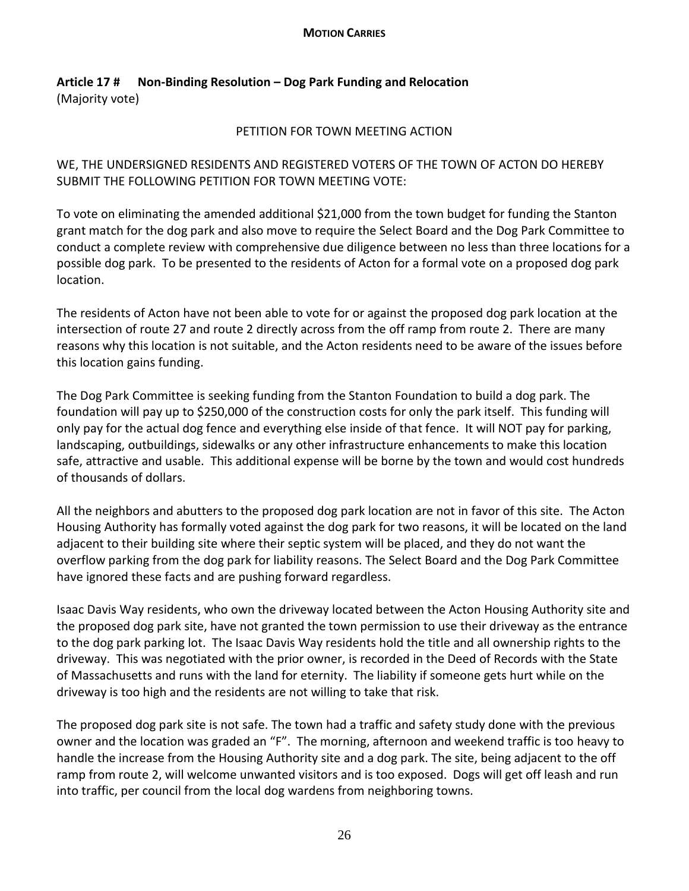**MOTION CARRIES**

**Article 17 # Non-Binding Resolution – Dog Park Funding and Relocation**
(Majority vote)

PETITION FOR TOWN MEETING ACTION

WE, THE UNDERSIGNED RESIDENTS AND REGISTERED VOTERS OF THE TOWN OF ACTON DO HEREBY SUBMIT THE FOLLOWING PETITION FOR TOWN MEETING VOTE:

To vote on eliminating the amended additional $21,000 from the town budget for funding the Stanton grant match for the dog park and also move to require the Select Board and the Dog Park Committee to conduct a complete review with comprehensive due diligence between no less than three locations for a possible dog park. To be presented to the residents of Acton for a formal vote on a proposed dog park location.

The residents of Acton have not been able to vote for or against the proposed dog park location at the intersection of route 27 and route 2 directly across from the off ramp from route 2. There are many reasons why this location is not suitable, and the Acton residents need to be aware of the issues before this location gains funding.

The Dog Park Committee is seeking funding from the Stanton Foundation to build a dog park. The foundation will pay up to $250,000 of the construction costs for only the park itself. This funding will only pay for the actual dog fence and everything else inside of that fence. It will NOT pay for parking, landscaping, outbuildings, sidewalks or any other infrastructure enhancements to make this location safe, attractive and usable. This additional expense will be borne by the town and would cost hundreds of thousands of dollars.

All the neighbors and abutters to the proposed dog park location are not in favor of this site. The Acton Housing Authority has formally voted against the dog park for two reasons, it will be located on the land adjacent to their building site where their septic system will be placed, and they do not want the overflow parking from the dog park for liability reasons. The Select Board and the Dog Park Committee have ignored these facts and are pushing forward regardless.

Isaac Davis Way residents, who own the driveway located between the Acton Housing Authority site and the proposed dog park site, have not granted the town permission to use their driveway as the entrance to the dog park parking lot. The Isaac Davis Way residents hold the title and all ownership rights to the driveway. This was negotiated with the prior owner, is recorded in the Deed of Records with the State of Massachusetts and runs with the land for eternity. The liability if someone gets hurt while on the driveway is too high and the residents are not willing to take that risk.

The proposed dog park site is not safe. The town had a traffic and safety study done with the previous owner and the location was graded an "F". The morning, afternoon and weekend traffic is too heavy to handle the increase from the Housing Authority site and a dog park. The site, being adjacent to the off ramp from route 2, will welcome unwanted visitors and is too exposed. Dogs will get off leash and run into traffic, per council from the local dog wardens from neighboring towns.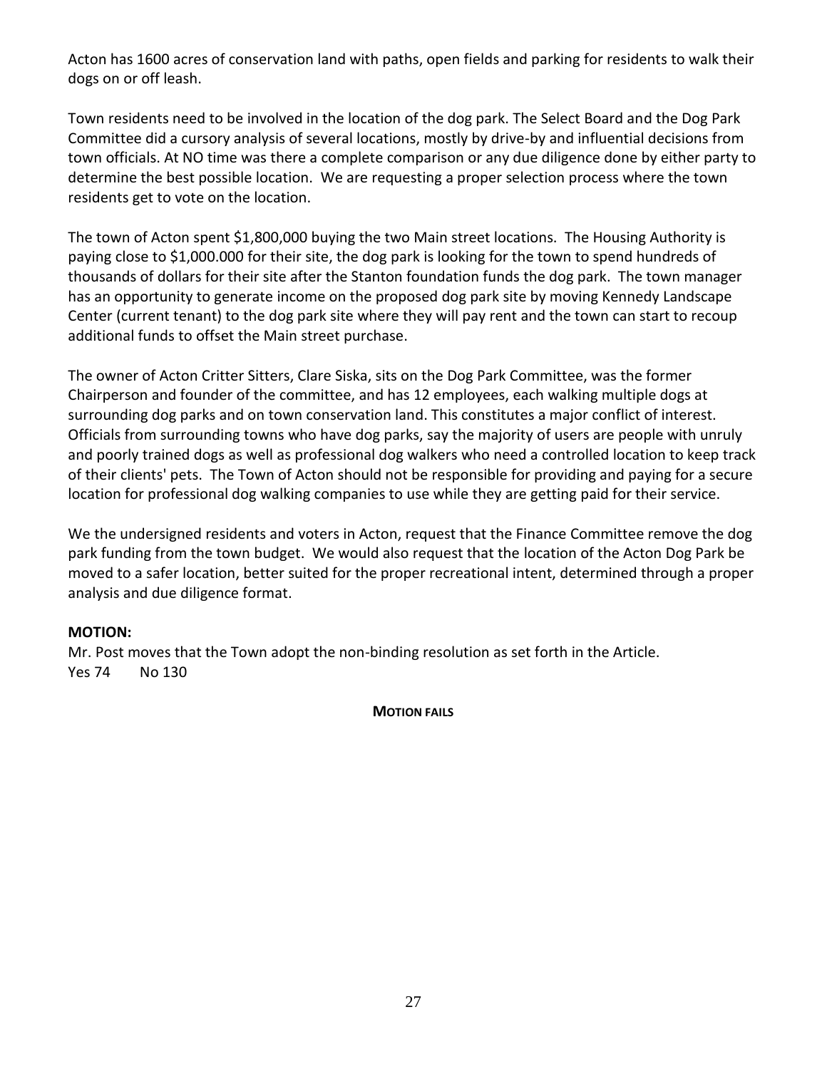Acton has 1600 acres of conservation land with paths, open fields and parking for residents to walk their dogs on or off leash.

Town residents need to be involved in the location of the dog park. The Select Board and the Dog Park Committee did a cursory analysis of several locations, mostly by drive-by and influential decisions from town officials. At NO time was there a complete comparison or any due diligence done by either party to determine the best possible location. We are requesting a proper selection process where the town residents get to vote on the location.

The town of Acton spent $1,800,000 buying the two Main street locations. The Housing Authority is paying close to $1,000.000 for their site, the dog park is looking for the town to spend hundreds of thousands of dollars for their site after the Stanton foundation funds the dog park. The town manager has an opportunity to generate income on the proposed dog park site by moving Kennedy Landscape Center (current tenant) to the dog park site where they will pay rent and the town can start to recoup additional funds to offset the Main street purchase.

The owner of Acton Critter Sitters, Clare Siska, sits on the Dog Park Committee, was the former Chairperson and founder of the committee, and has 12 employees, each walking multiple dogs at surrounding dog parks and on town conservation land. This constitutes a major conflict of interest. Officials from surrounding towns who have dog parks, say the majority of users are people with unruly and poorly trained dogs as well as professional dog walkers who need a controlled location to keep track of their clients' pets. The Town of Acton should not be responsible for providing and paying for a secure location for professional dog walking companies to use while they are getting paid for their service.

We the undersigned residents and voters in Acton, request that the Finance Committee remove the dog park funding from the town budget. We would also request that the location of the Acton Dog Park be moved to a safer location, better suited for the proper recreational intent, determined through a proper analysis and due diligence format.

**MOTION:**

Mr. Post moves that the Town adopt the non-binding resolution as set forth in the Article.

Yes 74 No 130

**MOTION FAILS**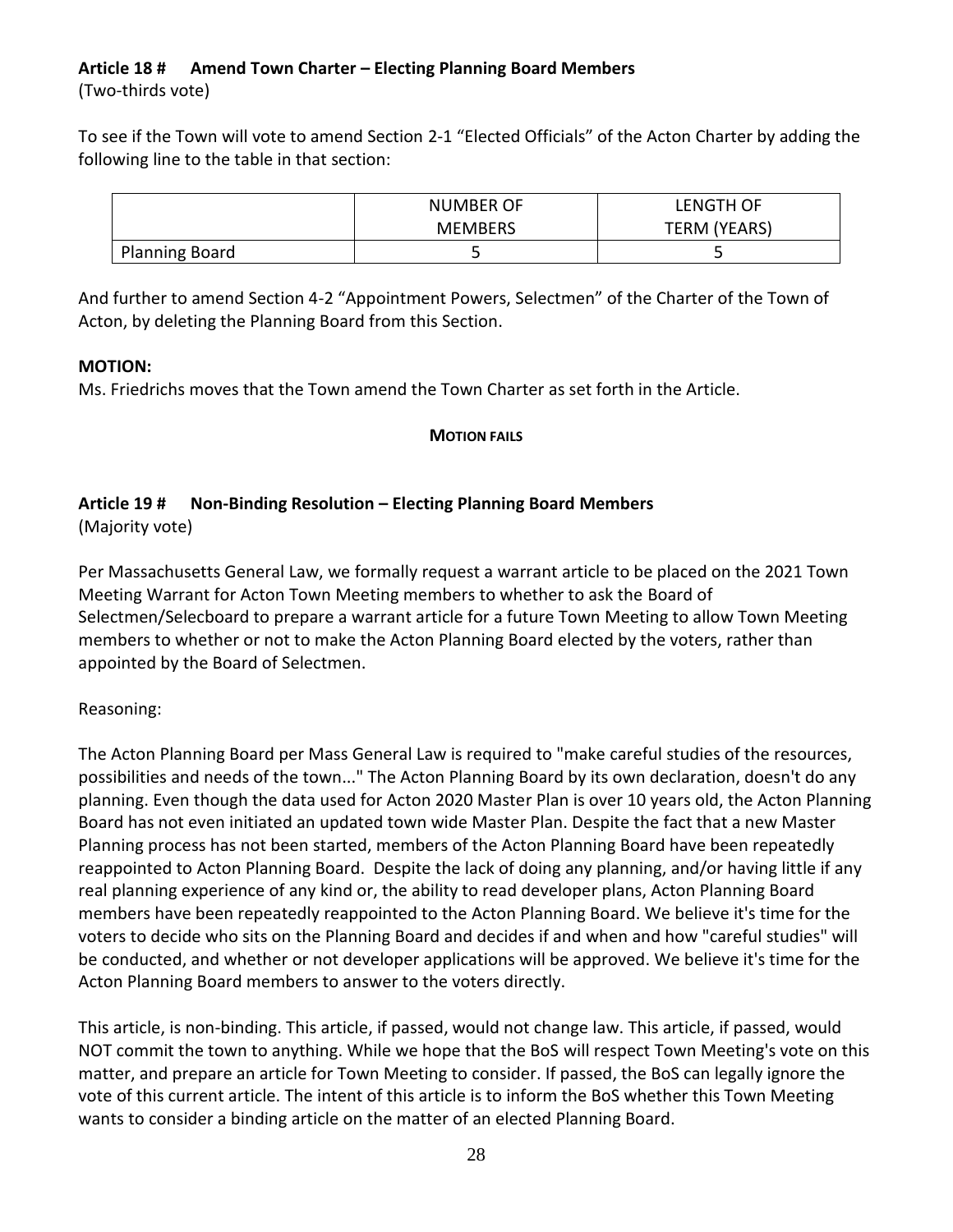**Article 18 # Amend Town Charter – Electing Planning Board Members**
(Two-thirds vote)

To see if the Town will vote to amend Section 2-1 "Elected Officials" of the Acton Charter by adding the following line to the table in that section:

| | NUMBER OF MEMBERS | LENGTH OF TERM (YEARS) |
|---|---|---|
| Planning Board | 5 | 5 |

And further to amend Section 4-2 "Appointment Powers, Selectmen" of the Charter of the Town of Acton, by deleting the Planning Board from this Section.

**MOTION:**
Ms. Friedrichs moves that the Town amend the Town Charter as set forth in the Article.

**MOTION FAILS**

**Article 19 # Non-Binding Resolution – Electing Planning Board Members**
(Majority vote)

Per Massachusetts General Law, we formally request a warrant article to be placed on the 2021 Town Meeting Warrant for Acton Town Meeting members to whether to ask the Board of Selectmen/Selecboard to prepare a warrant article for a future Town Meeting to allow Town Meeting members to whether or not to make the Acton Planning Board elected by the voters, rather than appointed by the Board of Selectmen.

Reasoning:

The Acton Planning Board per Mass General Law is required to "make careful studies of the resources, possibilities and needs of the town..." The Acton Planning Board by its own declaration, doesn't do any planning. Even though the data used for Acton 2020 Master Plan is over 10 years old, the Acton Planning Board has not even initiated an updated town wide Master Plan. Despite the fact that a new Master Planning process has not been started, members of the Acton Planning Board have been repeatedly reappointed to Acton Planning Board. Despite the lack of doing any planning, and/or having little if any real planning experience of any kind or, the ability to read developer plans, Acton Planning Board members have been repeatedly reappointed to the Acton Planning Board. We believe it's time for the voters to decide who sits on the Planning Board and decides if and when and how "careful studies" will be conducted, and whether or not developer applications will be approved. We believe it's time for the Acton Planning Board members to answer to the voters directly.

This article, is non-binding. This article, if passed, would not change law. This article, if passed, would NOT commit the town to anything. While we hope that the BoS will respect Town Meeting's vote on this matter, and prepare an article for Town Meeting to consider. If passed, the BoS can legally ignore the vote of this current article. The intent of this article is to inform the BoS whether this Town Meeting wants to consider a binding article on the matter of an elected Planning Board.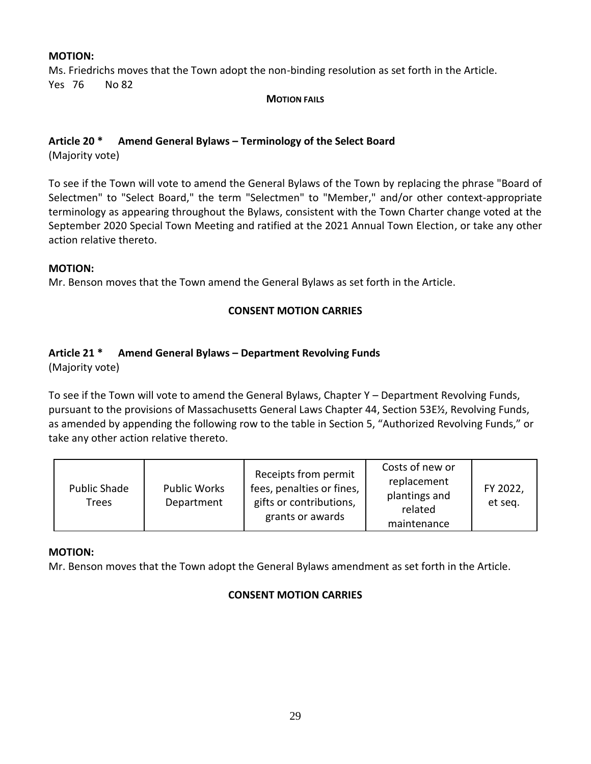**MOTION:**
Ms. Friedrichs moves that the Town adopt the non-binding resolution as set forth in the Article.
Yes 76 No 82

**MOTION FAILS**

### Article 20 * Amend General Bylaws – Terminology of the Select Board

(Majority vote)

To see if the Town will vote to amend the General Bylaws of the Town by replacing the phrase "Board of Selectmen" to "Select Board," the term "Selectmen" to "Member," and/or other context-appropriate terminology as appearing throughout the Bylaws, consistent with the Town Charter change voted at the September 2020 Special Town Meeting and ratified at the 2021 Annual Town Election, or take any other action relative thereto.

**MOTION:**
Mr. Benson moves that the Town amend the General Bylaws as set forth in the Article.

**CONSENT MOTION CARRIES**

### Article 21 * Amend General Bylaws – Department Revolving Funds

(Majority vote)

To see if the Town will vote to amend the General Bylaws, Chapter Y – Department Revolving Funds, pursuant to the provisions of Massachusetts General Laws Chapter 44, Section 53E½, Revolving Funds, as amended by appending the following row to the table in Section 5, "Authorized Revolving Funds," or take any other action relative thereto.

| | | | | |
|---|---|---|---|---|
| Public Shade Trees | Public Works Department | Receipts from permit fees, penalties or fines, gifts or contributions, grants or awards | Costs of new or replacement plantings and related maintenance | FY 2022, et seq. |

**MOTION:**
Mr. Benson moves that the Town adopt the General Bylaws amendment as set forth in the Article.

**CONSENT MOTION CARRIES**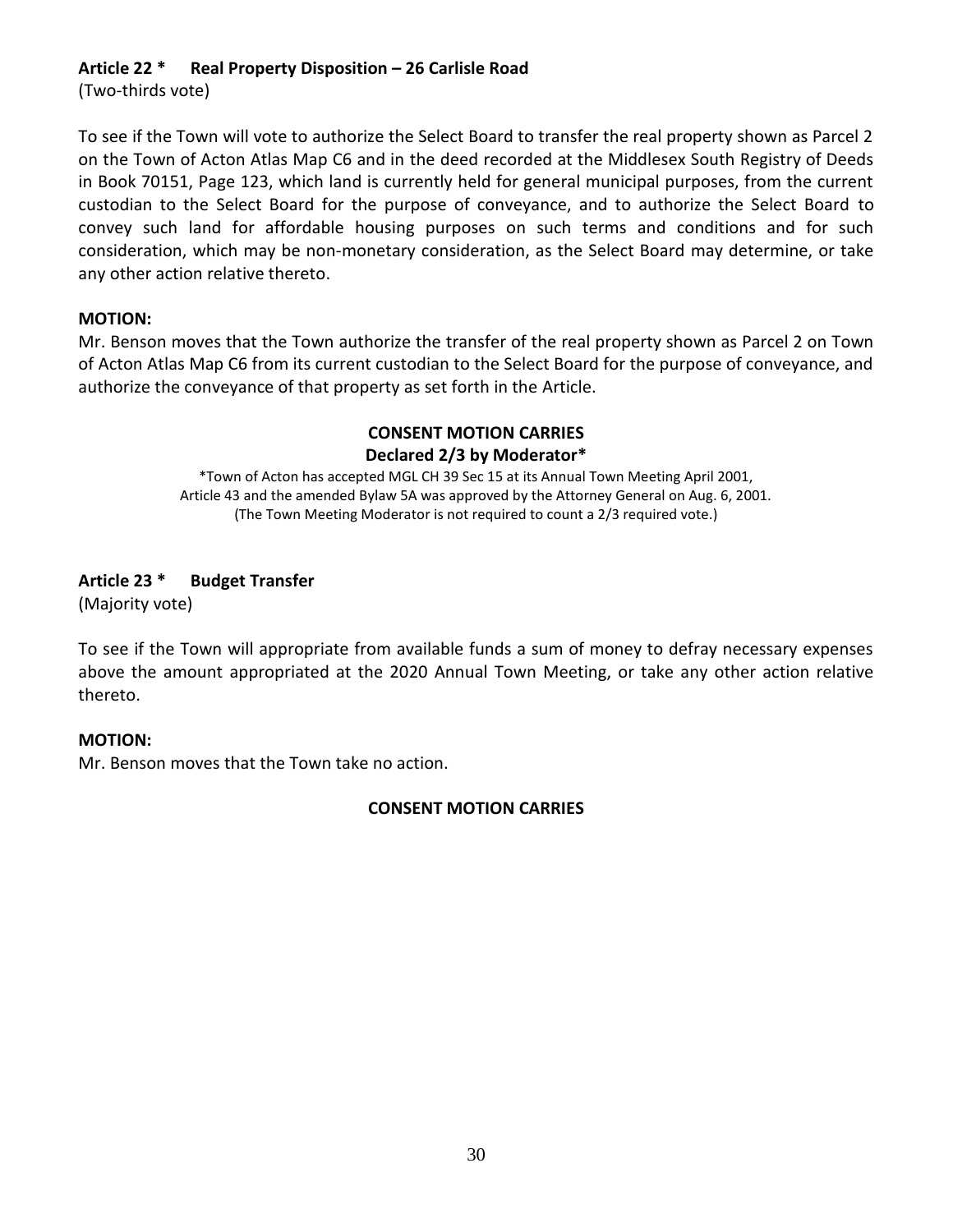**Article 22 *   Real Property Disposition – 26 Carlisle Road**
(Two-thirds vote)

To see if the Town will vote to authorize the Select Board to transfer the real property shown as Parcel 2 on the Town of Acton Atlas Map C6 and in the deed recorded at the Middlesex South Registry of Deeds in Book 70151, Page 123, which land is currently held for general municipal purposes, from the current custodian to the Select Board for the purpose of conveyance, and to authorize the Select Board to convey such land for affordable housing purposes on such terms and conditions and for such consideration, which may be non-monetary consideration, as the Select Board may determine, or take any other action relative thereto.

**MOTION:**
Mr. Benson moves that the Town authorize the transfer of the real property shown as Parcel 2 on Town of Acton Atlas Map C6 from its current custodian to the Select Board for the purpose of conveyance, and authorize the conveyance of that property as set forth in the Article.

**CONSENT MOTION CARRIES**
**Declared 2/3 by Moderator***

*Town of Acton has accepted MGL CH 39 Sec 15 at its Annual Town Meeting April 2001, Article 43 and the amended Bylaw 5A was approved by the Attorney General on Aug. 6, 2001. (The Town Meeting Moderator is not required to count a 2/3 required vote.)

**Article 23 *   Budget Transfer**
(Majority vote)

To see if the Town will appropriate from available funds a sum of money to defray necessary expenses above the amount appropriated at the 2020 Annual Town Meeting, or take any other action relative thereto.

**MOTION:**
Mr. Benson moves that the Town take no action.

**CONSENT MOTION CARRIES**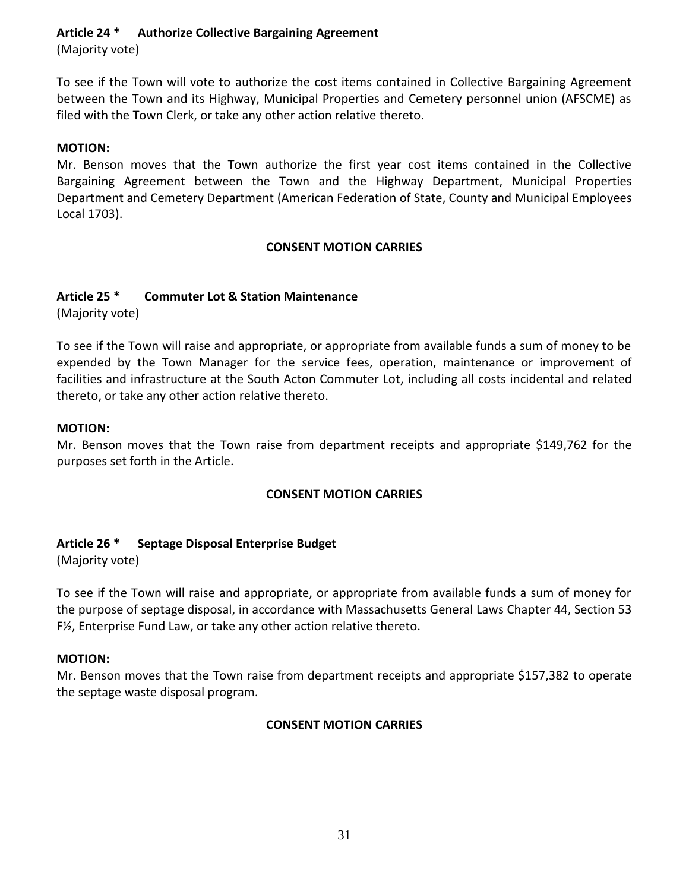**Article 24 * Authorize Collective Bargaining Agreement**
(Majority vote)

To see if the Town will vote to authorize the cost items contained in Collective Bargaining Agreement between the Town and its Highway, Municipal Properties and Cemetery personnel union (AFSCME) as filed with the Town Clerk, or take any other action relative thereto.

**MOTION:**
Mr. Benson moves that the Town authorize the first year cost items contained in the Collective Bargaining Agreement between the Town and the Highway Department, Municipal Properties Department and Cemetery Department (American Federation of State, County and Municipal Employees Local 1703).

**CONSENT MOTION CARRIES**

**Article 25 * Commuter Lot & Station Maintenance**
(Majority vote)

To see if the Town will raise and appropriate, or appropriate from available funds a sum of money to be expended by the Town Manager for the service fees, operation, maintenance or improvement of facilities and infrastructure at the South Acton Commuter Lot, including all costs incidental and related thereto, or take any other action relative thereto.

**MOTION:**
Mr. Benson moves that the Town raise from department receipts and appropriate $149,762 for the purposes set forth in the Article.

**CONSENT MOTION CARRIES**

**Article 26 * Septage Disposal Enterprise Budget**
(Majority vote)

To see if the Town will raise and appropriate, or appropriate from available funds a sum of money for the purpose of septage disposal, in accordance with Massachusetts General Laws Chapter 44, Section 53 F½, Enterprise Fund Law, or take any other action relative thereto.

**MOTION:**
Mr. Benson moves that the Town raise from department receipts and appropriate $157,382 to operate the septage waste disposal program.

**CONSENT MOTION CARRIES**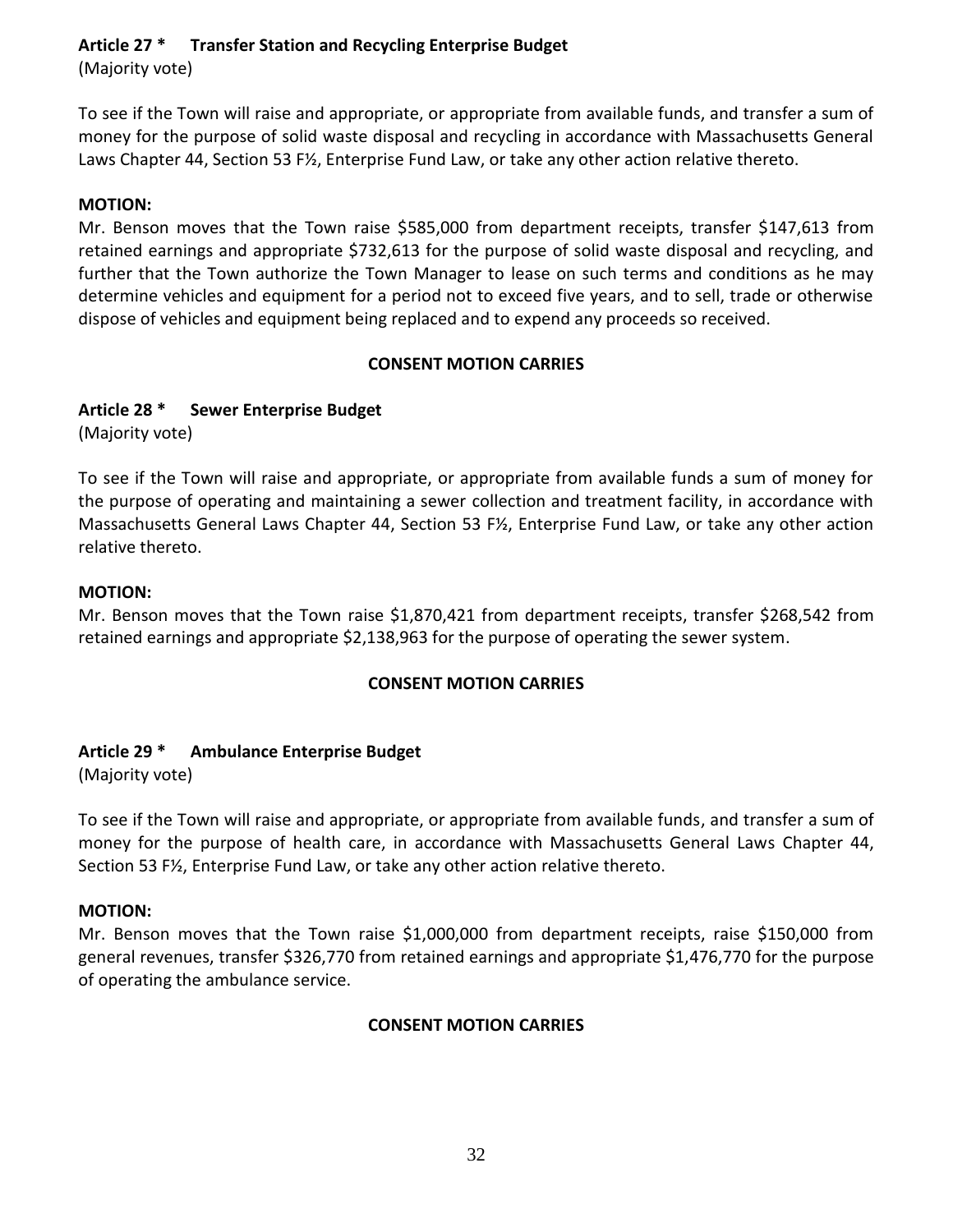### Article 27 * Transfer Station and Recycling Enterprise Budget

(Majority vote)

To see if the Town will raise and appropriate, or appropriate from available funds, and transfer a sum of money for the purpose of solid waste disposal and recycling in accordance with Massachusetts General Laws Chapter 44, Section 53 F½, Enterprise Fund Law, or take any other action relative thereto.

**MOTION:**

Mr. Benson moves that the Town raise $585,000 from department receipts, transfer $147,613 from retained earnings and appropriate $732,613 for the purpose of solid waste disposal and recycling, and further that the Town authorize the Town Manager to lease on such terms and conditions as he may determine vehicles and equipment for a period not to exceed five years, and to sell, trade or otherwise dispose of vehicles and equipment being replaced and to expend any proceeds so received.

**CONSENT MOTION CARRIES**

### Article 28 * Sewer Enterprise Budget

(Majority vote)

To see if the Town will raise and appropriate, or appropriate from available funds a sum of money for the purpose of operating and maintaining a sewer collection and treatment facility, in accordance with Massachusetts General Laws Chapter 44, Section 53 F½, Enterprise Fund Law, or take any other action relative thereto.

**MOTION:**

Mr. Benson moves that the Town raise $1,870,421 from department receipts, transfer $268,542 from retained earnings and appropriate $2,138,963 for the purpose of operating the sewer system.

**CONSENT MOTION CARRIES**

### Article 29 * Ambulance Enterprise Budget

(Majority vote)

To see if the Town will raise and appropriate, or appropriate from available funds, and transfer a sum of money for the purpose of health care, in accordance with Massachusetts General Laws Chapter 44, Section 53 F½, Enterprise Fund Law, or take any other action relative thereto.

**MOTION:**

Mr. Benson moves that the Town raise $1,000,000 from department receipts, raise $150,000 from general revenues, transfer $326,770 from retained earnings and appropriate $1,476,770 for the purpose of operating the ambulance service.

**CONSENT MOTION CARRIES**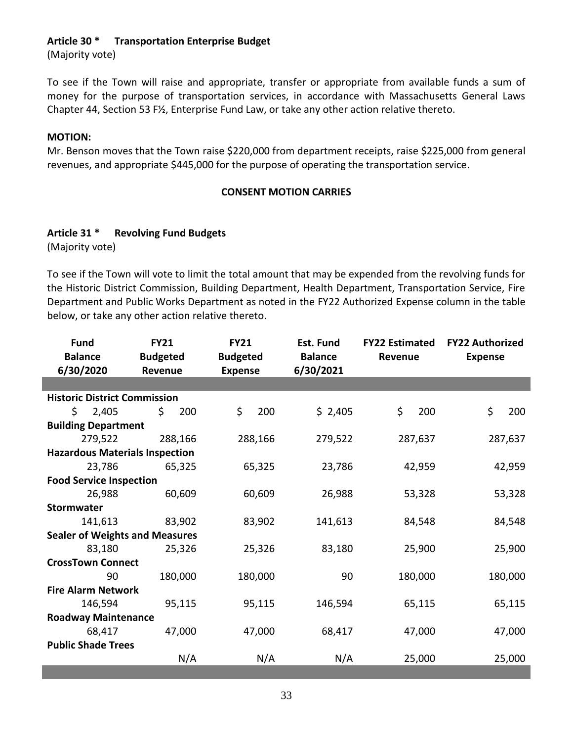**Article 30 * Transportation Enterprise Budget**

(Majority vote)

To see if the Town will raise and appropriate, transfer or appropriate from available funds a sum of money for the purpose of transportation services, in accordance with Massachusetts General Laws Chapter 44, Section 53 F½, Enterprise Fund Law, or take any other action relative thereto.

**MOTION:**

Mr. Benson moves that the Town raise $220,000 from department receipts, raise $225,000 from general revenues, and appropriate $445,000 for the purpose of operating the transportation service.

**CONSENT MOTION CARRIES**

**Article 31 * Revolving Fund Budgets**

(Majority vote)

To see if the Town will vote to limit the total amount that may be expended from the revolving funds for the Historic District Commission, Building Department, Health Department, Transportation Service, Fire Department and Public Works Department as noted in the FY22 Authorized Expense column in the table below, or take any other action relative thereto.

| Fund Balance 6/30/2020 | FY21 Budgeted Revenue | FY21 Budgeted Expense | Est. Fund Balance 6/30/2021 | FY22 Estimated Revenue | FY22 Authorized Expense |
|---|---|---|---|---|---|
| **Historic District Commission** | | | | | |
| $ 2,405 | $ 200 | $ 200 | $ 2,405 | $ 200 | $ 200 |
| **Building Department** | | | | | |
| 279,522 | 288,166 | 288,166 | 279,522 | 287,637 | 287,637 |
| **Hazardous Materials Inspection** | | | | | |
| 23,786 | 65,325 | 65,325 | 23,786 | 42,959 | 42,959 |
| **Food Service Inspection** | | | | | |
| 26,988 | 60,609 | 60,609 | 26,988 | 53,328 | 53,328 |
| **Stormwater** | | | | | |
| 141,613 | 83,902 | 83,902 | 141,613 | 84,548 | 84,548 |
| **Sealer of Weights and Measures** | | | | | |
| 83,180 | 25,326 | 25,326 | 83,180 | 25,900 | 25,900 |
| **CrossTown Connect** | | | | | |
| 90 | 180,000 | 180,000 | 90 | 180,000 | 180,000 |
| **Fire Alarm Network** | | | | | |
| 146,594 | 95,115 | 95,115 | 146,594 | 65,115 | 65,115 |
| **Roadway Maintenance** | | | | | |
| 68,417 | 47,000 | 47,000 | 68,417 | 47,000 | 47,000 |
| **Public Shade Trees** | | | | | |
| | N/A | N/A | N/A | 25,000 | 25,000 |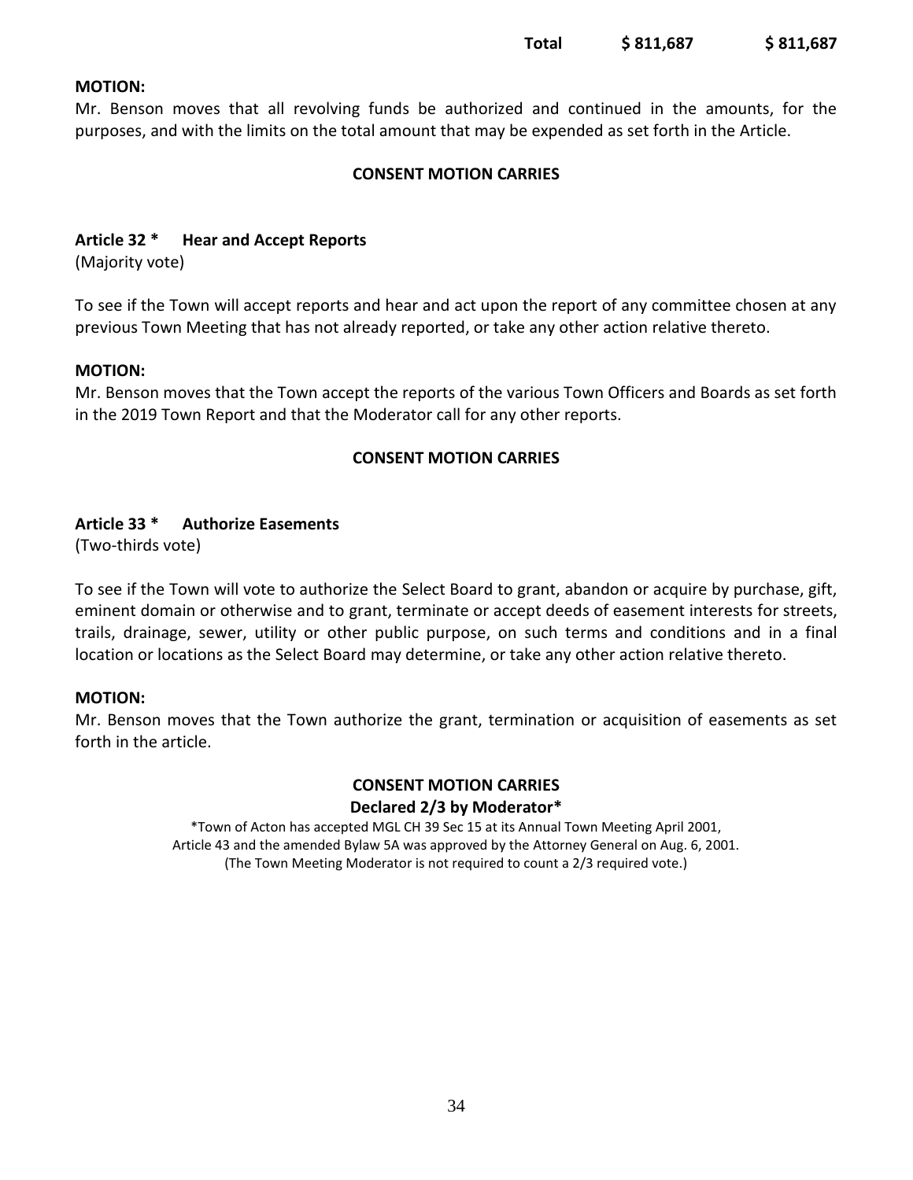| | | |
|---|---|---|
| **Total** | **$ 811,687** | **$ 811,687** |

**MOTION:**
Mr. Benson moves that all revolving funds be authorized and continued in the amounts, for the purposes, and with the limits on the total amount that may be expended as set forth in the Article.

**CONSENT MOTION CARRIES**

**Article 32 \*   Hear and Accept Reports**
(Majority vote)

To see if the Town will accept reports and hear and act upon the report of any committee chosen at any previous Town Meeting that has not already reported, or take any other action relative thereto.

**MOTION:**
Mr. Benson moves that the Town accept the reports of the various Town Officers and Boards as set forth in the 2019 Town Report and that the Moderator call for any other reports.

**CONSENT MOTION CARRIES**

**Article 33 \*   Authorize Easements**
(Two-thirds vote)

To see if the Town will vote to authorize the Select Board to grant, abandon or acquire by purchase, gift, eminent domain or otherwise and to grant, terminate or accept deeds of easement interests for streets, trails, drainage, sewer, utility or other public purpose, on such terms and conditions and in a final location or locations as the Select Board may determine, or take any other action relative thereto.

**MOTION:**
Mr. Benson moves that the Town authorize the grant, termination or acquisition of easements as set forth in the article.

**CONSENT MOTION CARRIES**
**Declared 2/3 by Moderator\***

\*Town of Acton has accepted MGL CH 39 Sec 15 at its Annual Town Meeting April 2001, Article 43 and the amended Bylaw 5A was approved by the Attorney General on Aug. 6, 2001. (The Town Meeting Moderator is not required to count a 2/3 required vote.)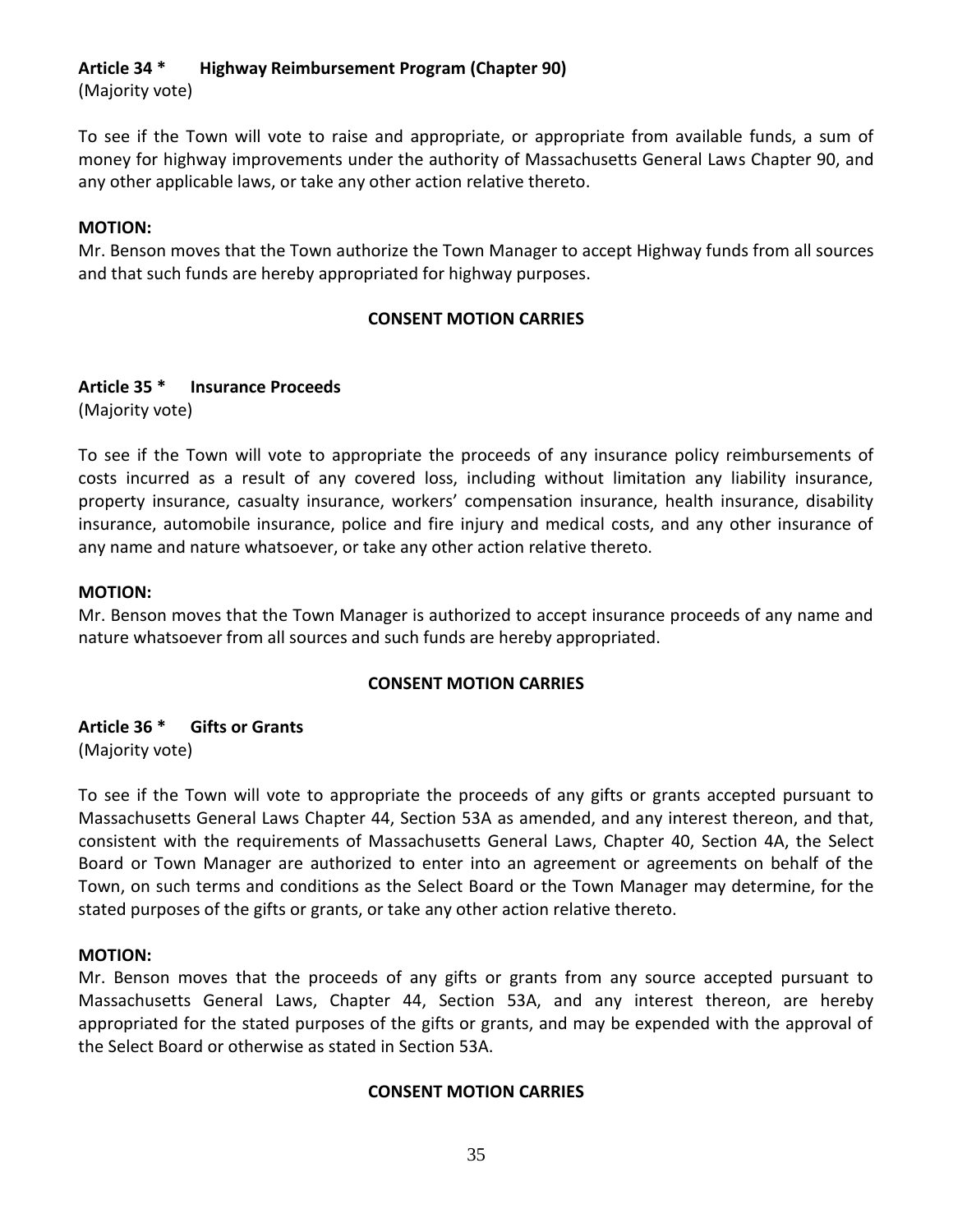### Article 34 * Highway Reimbursement Program (Chapter 90)

(Majority vote)

To see if the Town will vote to raise and appropriate, or appropriate from available funds, a sum of money for highway improvements under the authority of Massachusetts General Laws Chapter 90, and any other applicable laws, or take any other action relative thereto.

**MOTION:**

Mr. Benson moves that the Town authorize the Town Manager to accept Highway funds from all sources and that such funds are hereby appropriated for highway purposes.

**CONSENT MOTION CARRIES**

### Article 35 * Insurance Proceeds

(Majority vote)

To see if the Town will vote to appropriate the proceeds of any insurance policy reimbursements of costs incurred as a result of any covered loss, including without limitation any liability insurance, property insurance, casualty insurance, workers' compensation insurance, health insurance, disability insurance, automobile insurance, police and fire injury and medical costs, and any other insurance of any name and nature whatsoever, or take any other action relative thereto.

**MOTION:**

Mr. Benson moves that the Town Manager is authorized to accept insurance proceeds of any name and nature whatsoever from all sources and such funds are hereby appropriated.

**CONSENT MOTION CARRIES**

### Article 36 * Gifts or Grants

(Majority vote)

To see if the Town will vote to appropriate the proceeds of any gifts or grants accepted pursuant to Massachusetts General Laws Chapter 44, Section 53A as amended, and any interest thereon, and that, consistent with the requirements of Massachusetts General Laws, Chapter 40, Section 4A, the Select Board or Town Manager are authorized to enter into an agreement or agreements on behalf of the Town, on such terms and conditions as the Select Board or the Town Manager may determine, for the stated purposes of the gifts or grants, or take any other action relative thereto.

**MOTION:**

Mr. Benson moves that the proceeds of any gifts or grants from any source accepted pursuant to Massachusetts General Laws, Chapter 44, Section 53A, and any interest thereon, are hereby appropriated for the stated purposes of the gifts or grants, and may be expended with the approval of the Select Board or otherwise as stated in Section 53A.

**CONSENT MOTION CARRIES**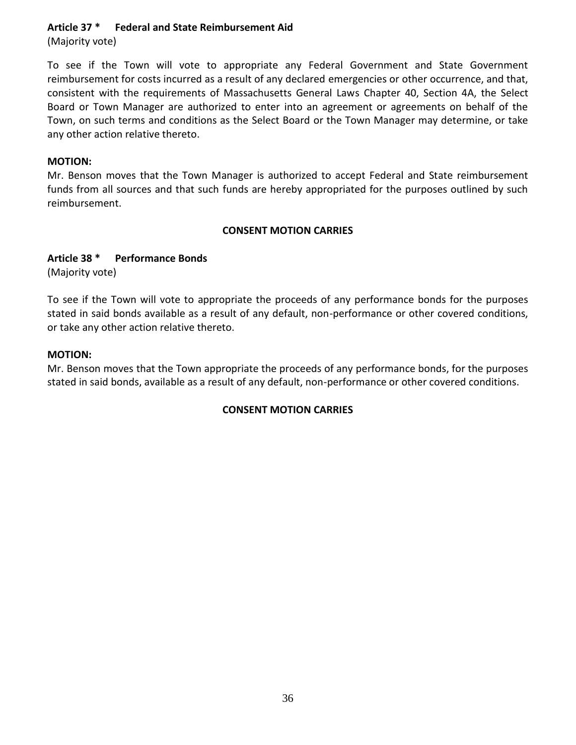**Article 37 * Federal and State Reimbursement Aid**
(Majority vote)

To see if the Town will vote to appropriate any Federal Government and State Government reimbursement for costs incurred as a result of any declared emergencies or other occurrence, and that, consistent with the requirements of Massachusetts General Laws Chapter 40, Section 4A, the Select Board or Town Manager are authorized to enter into an agreement or agreements on behalf of the Town, on such terms and conditions as the Select Board or the Town Manager may determine, or take any other action relative thereto.

**MOTION:**
Mr. Benson moves that the Town Manager is authorized to accept Federal and State reimbursement funds from all sources and that such funds are hereby appropriated for the purposes outlined by such reimbursement.

**CONSENT MOTION CARRIES**

**Article 38 * Performance Bonds**
(Majority vote)

To see if the Town will vote to appropriate the proceeds of any performance bonds for the purposes stated in said bonds available as a result of any default, non-performance or other covered conditions, or take any other action relative thereto.

**MOTION:**
Mr. Benson moves that the Town appropriate the proceeds of any performance bonds, for the purposes stated in said bonds, available as a result of any default, non-performance or other covered conditions.

**CONSENT MOTION CARRIES**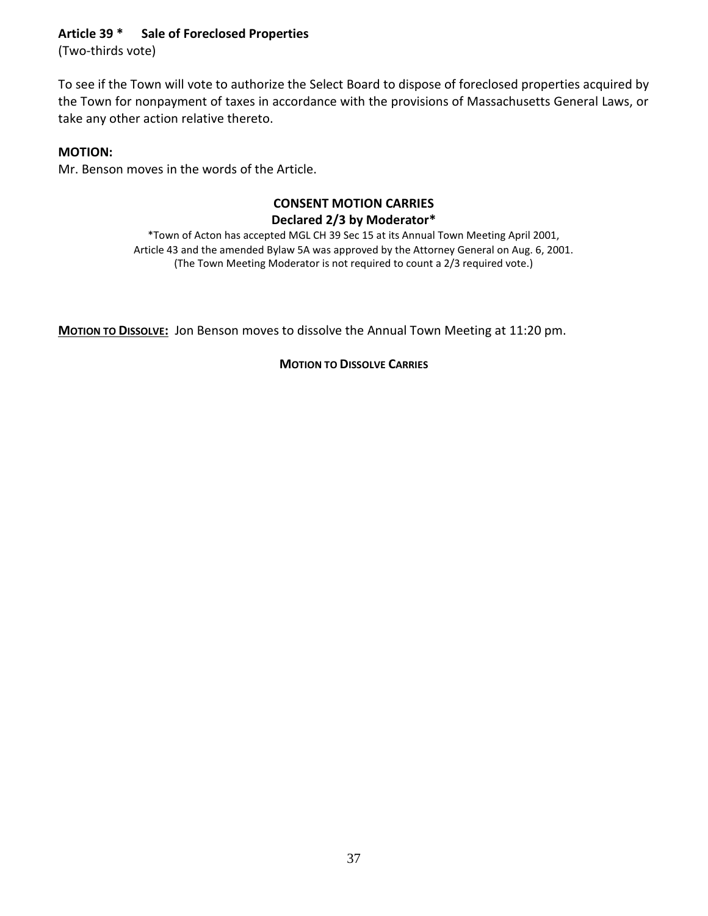**Article 39 * Sale of Foreclosed Properties**
(Two-thirds vote)

To see if the Town will vote to authorize the Select Board to dispose of foreclosed properties acquired by the Town for nonpayment of taxes in accordance with the provisions of Massachusetts General Laws, or take any other action relative thereto.

**MOTION:**
Mr. Benson moves in the words of the Article.

**CONSENT MOTION CARRIES**
**Declared 2/3 by Moderator***

*Town of Acton has accepted MGL CH 39 Sec 15 at its Annual Town Meeting April 2001, Article 43 and the amended Bylaw 5A was approved by the Attorney General on Aug. 6, 2001. (The Town Meeting Moderator is not required to count a 2/3 required vote.)

**MOTION TO DISSOLVE:** Jon Benson moves to dissolve the Annual Town Meeting at 11:20 pm.

**MOTION TO DISSOLVE CARRIES**